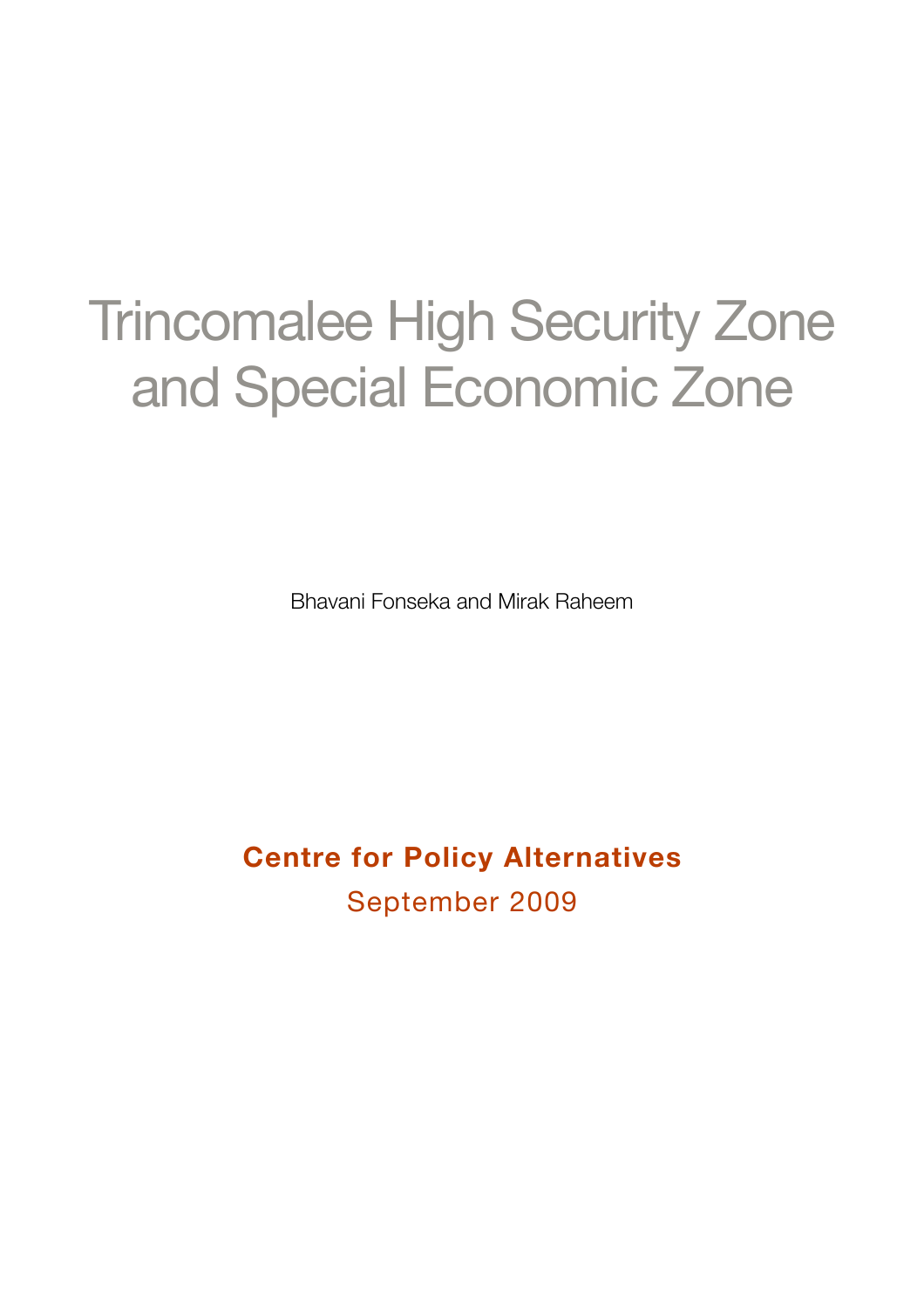# Trincomalee High Security Zone and Special Economic Zone

Bhavani Fonseka and Mirak Raheem

**Centre for Policy Alternatives**

September 2009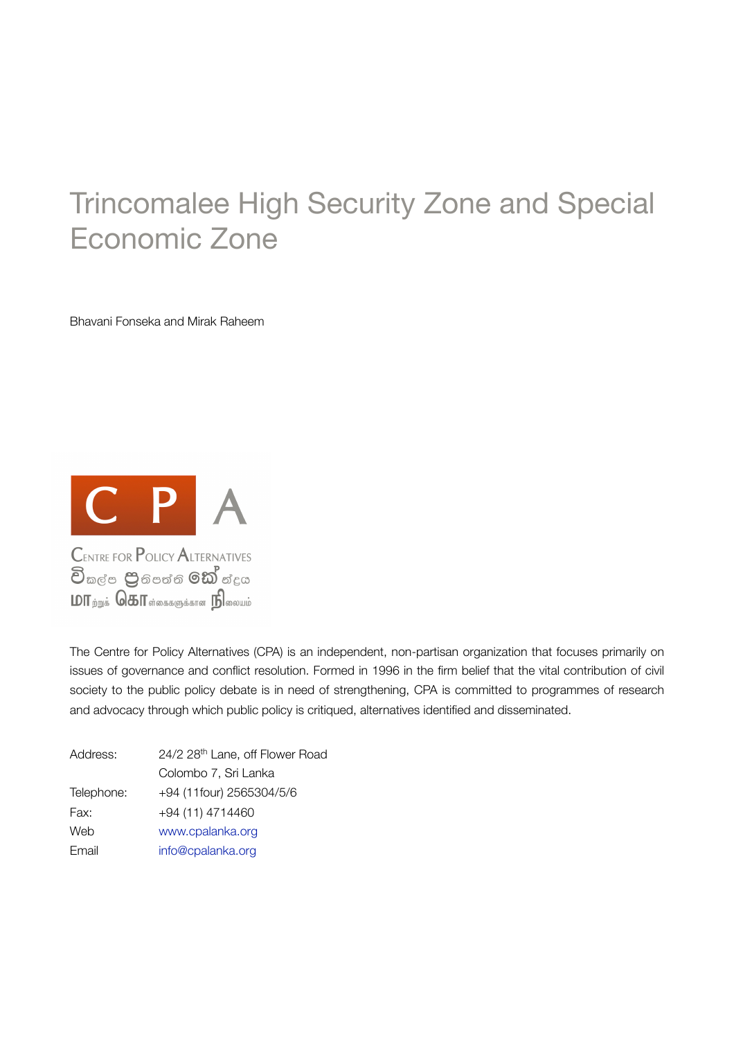# Trincomalee High Security Zone and Special Economic Zone

Bhavani Fonseka and Mirak Raheem

CENTRE FOR POLICY ALTERNATIVES

විකල්ප ප්‍රතිපත්ති කේන්ද්‍රය

மாற்றுக் கொள்கைகளுக்கான நிலையம்

The Centre for Policy Alternatives (CPA) is an independent, non-partisan organization that focuses primarily on issues of governance and conflict resolution. Formed in 1996 in the firm belief that the vital contribution of civil society to the public policy debate is in need of strengthening, CPA is committed to programmes of research and advocacy through which public policy is critiqued, alternatives identified and disseminated.

| | |
|---|---|
| Address: | 24/2 28th Lane, off Flower Road<br>Colombo 7, Sri Lanka |
| Telephone: | +94 (11four) 2565304/5/6 |
| Fax: | +94 (11) 4714460 |
| Web | www.cpalanka.org |
| Email | info@cpalanka.org |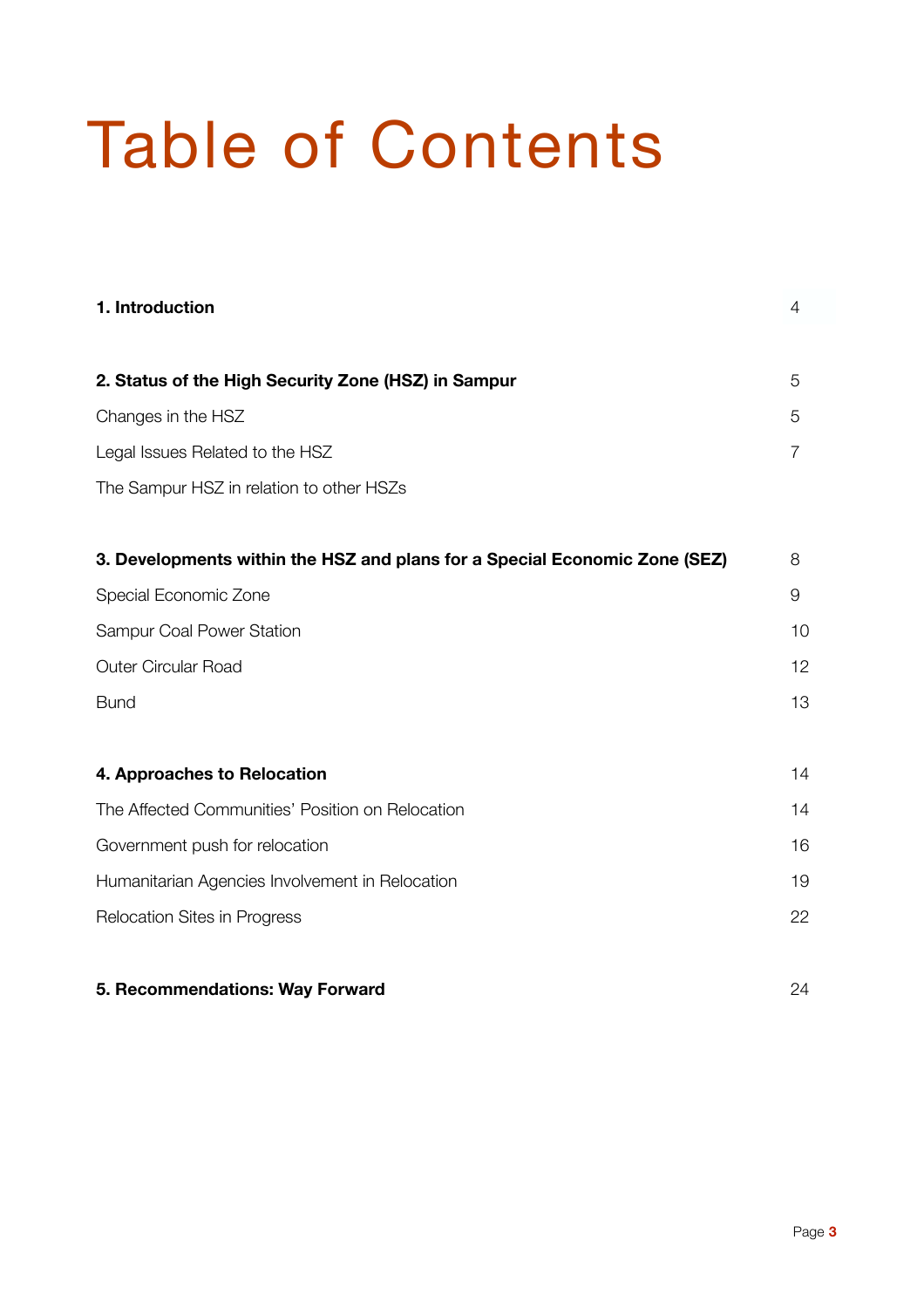# Table of Contents

| | |
|---|---|
| **1. Introduction** | 4 |
| **2. Status of the High Security Zone (HSZ) in Sampur** | 5 |
| Changes in the HSZ | 5 |
| Legal Issues Related to the HSZ | 7 |
| The Sampur HSZ in relation to other HSZs | |
| **3. Developments within the HSZ and plans for a Special Economic Zone (SEZ)** | 8 |
| Special Economic Zone | 9 |
| Sampur Coal Power Station | 10 |
| Outer Circular Road | 12 |
| Bund | 13 |
| **4. Approaches to Relocation** | 14 |
| The Affected Communities' Position on Relocation | 14 |
| Government push for relocation | 16 |
| Humanitarian Agencies Involvement in Relocation | 19 |
| Relocation Sites in Progress | 22 |
| **5. Recommendations: Way Forward** | 24 |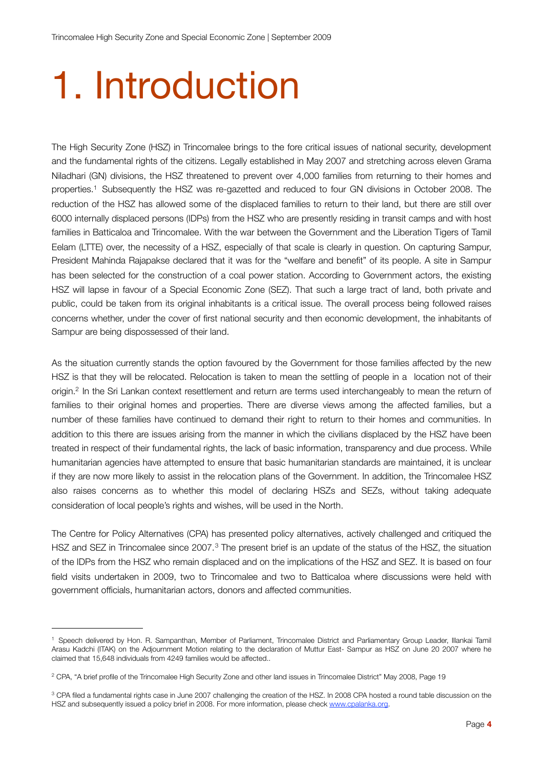# 1. Introduction

The High Security Zone (HSZ) in Trincomalee brings to the fore critical issues of national security, development and the fundamental rights of the citizens. Legally established in May 2007 and stretching across eleven Grama Niladhari (GN) divisions, the HSZ threatened to prevent over 4,000 families from returning to their homes and properties.[1] Subsequently the HSZ was re-gazetted and reduced to four GN divisions in October 2008. The reduction of the HSZ has allowed some of the displaced families to return to their land, but there are still over 6000 internally displaced persons (IDPs) from the HSZ who are presently residing in transit camps and with host families in Batticaloa and Trincomalee. With the war between the Government and the Liberation Tigers of Tamil Eelam (LTTE) over, the necessity of a HSZ, especially of that scale is clearly in question. On capturing Sampur, President Mahinda Rajapakse declared that it was for the "welfare and benefit" of its people. A site in Sampur has been selected for the construction of a coal power station. According to Government actors, the existing HSZ will lapse in favour of a Special Economic Zone (SEZ). That such a large tract of land, both private and public, could be taken from its original inhabitants is a critical issue. The overall process being followed raises concerns whether, under the cover of first national security and then economic development, the inhabitants of Sampur are being dispossessed of their land.

As the situation currently stands the option favoured by the Government for those families affected by the new HSZ is that they will be relocated. Relocation is taken to mean the settling of people in a location not of their origin.[2] In the Sri Lankan context resettlement and return are terms used interchangeably to mean the return of families to their original homes and properties. There are diverse views among the affected families, but a number of these families have continued to demand their right to return to their homes and communities. In addition to this there are issues arising from the manner in which the civilians displaced by the HSZ have been treated in respect of their fundamental rights, the lack of basic information, transparency and due process. While humanitarian agencies have attempted to ensure that basic humanitarian standards are maintained, it is unclear if they are now more likely to assist in the relocation plans of the Government. In addition, the Trincomalee HSZ also raises concerns as to whether this model of declaring HSZs and SEZs, without taking adequate consideration of local people's rights and wishes, will be used in the North.

The Centre for Policy Alternatives (CPA) has presented policy alternatives, actively challenged and critiqued the HSZ and SEZ in Trincomalee since 2007.[3] The present brief is an update of the status of the HSZ, the situation of the IDPs from the HSZ who remain displaced and on the implications of the HSZ and SEZ. It is based on four field visits undertaken in 2009, two to Trincomalee and two to Batticaloa where discussions were held with government officials, humanitarian actors, donors and affected communities.

---

[1] Speech delivered by Hon. R. Sampanthan, Member of Parliament, Trincomalee District and Parliamentary Group Leader, Illankai Tamil Arasu Kadchi (ITAK) on the Adjournment Motion relating to the declaration of Muttur East- Sampur as HSZ on June 20 2007 where he claimed that 15,648 individuals from 4249 families would be affected..

[2] CPA, "A brief profile of the Trincomalee High Security Zone and other land issues in Trincomalee District" May 2008, Page 19

[3] CPA filed a fundamental rights case in June 2007 challenging the creation of the HSZ. In 2008 CPA hosted a round table discussion on the HSZ and subsequently issued a policy brief in 2008. For more information, please check www.cpalanka.org.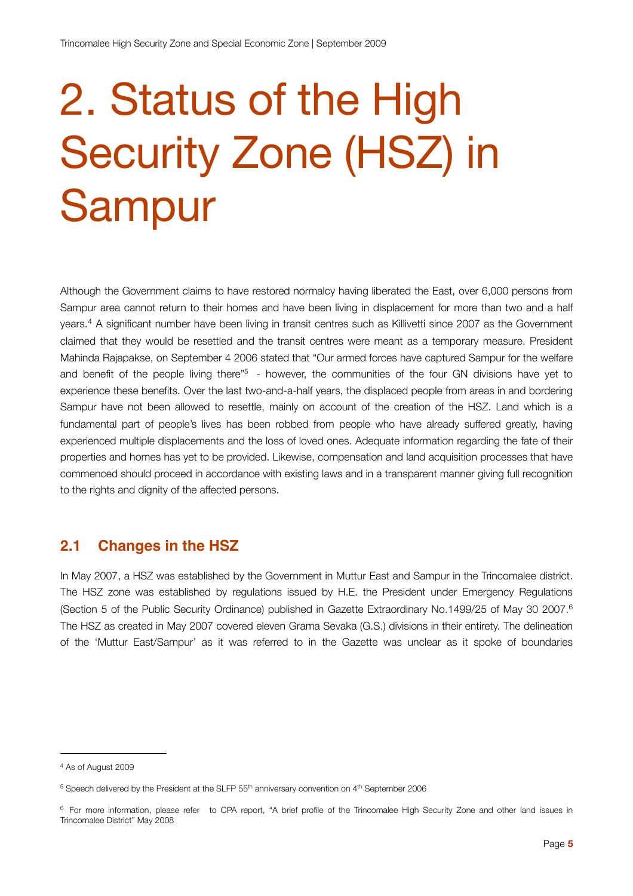# 2. Status of the High Security Zone (HSZ) in Sampur

Although the Government claims to have restored normalcy having liberated the East, over 6,000 persons from Sampur area cannot return to their homes and have been living in displacement for more than two and a half years.[4] A significant number have been living in transit centres such as Killivetti since 2007 as the Government claimed that they would be resettled and the transit centres were meant as a temporary measure. President Mahinda Rajapakse, on September 4 2006 stated that "Our armed forces have captured Sampur for the welfare and benefit of the people living there"[5] - however, the communities of the four GN divisions have yet to experience these benefits. Over the last two-and-a-half years, the displaced people from areas in and bordering Sampur have not been allowed to resettle, mainly on account of the creation of the HSZ. Land which is a fundamental part of people's lives has been robbed from people who have already suffered greatly, having experienced multiple displacements and the loss of loved ones. Adequate information regarding the fate of their properties and homes has yet to be provided. Likewise, compensation and land acquisition processes that have commenced should proceed in accordance with existing laws and in a transparent manner giving full recognition to the rights and dignity of the affected persons.

## 2.1 Changes in the HSZ

In May 2007, a HSZ was established by the Government in Muttur East and Sampur in the Trincomalee district. The HSZ zone was established by regulations issued by H.E. the President under Emergency Regulations (Section 5 of the Public Security Ordinance) published in Gazette Extraordinary No.1499/25 of May 30 2007.[6] The HSZ as created in May 2007 covered eleven Grama Sevaka (G.S.) divisions in their entirety. The delineation of the 'Muttur East/Sampur' as it was referred to in the Gazette was unclear as it spoke of boundaries

---

[4] As of August 2009

[5] Speech delivered by the President at the SLFP 55th anniversary convention on 4th September 2006

[6] For more information, please refer to CPA report, "A brief profile of the Trincomalee High Security Zone and other land issues in Trincomalee District" May 2008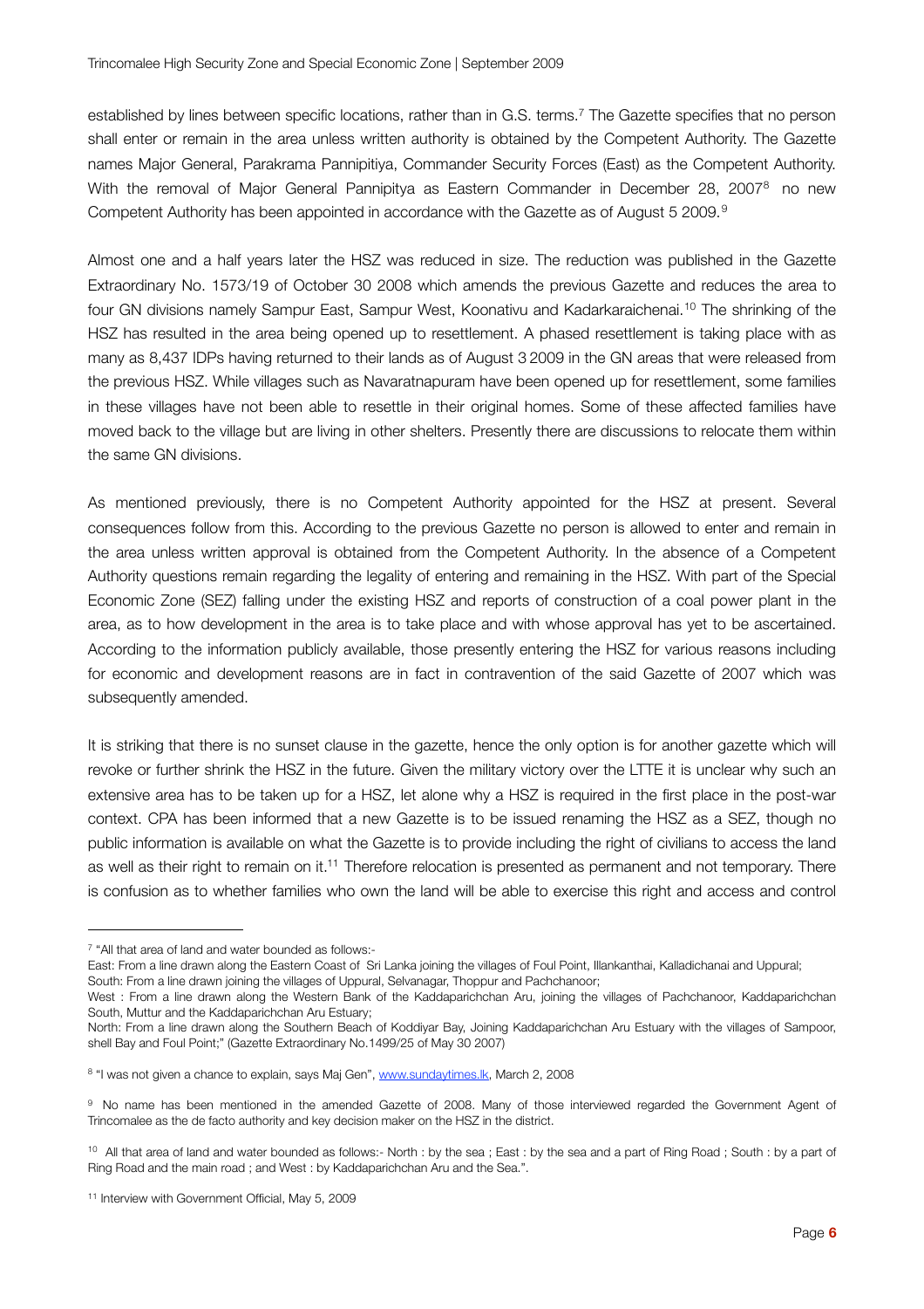established by lines between specific locations, rather than in G.S. terms.[7] The Gazette specifies that no person shall enter or remain in the area unless written authority is obtained by the Competent Authority. The Gazette names Major General, Parakrama Pannipitiya, Commander Security Forces (East) as the Competent Authority. With the removal of Major General Pannipitya as Eastern Commander in December 28, 2007[8] no new Competent Authority has been appointed in accordance with the Gazette as of August 5 2009.[9]

Almost one and a half years later the HSZ was reduced in size. The reduction was published in the Gazette Extraordinary No. 1573/19 of October 30 2008 which amends the previous Gazette and reduces the area to four GN divisions namely Sampur East, Sampur West, Koonativu and Kadarkaraichenai.[10] The shrinking of the HSZ has resulted in the area being opened up to resettlement. A phased resettlement is taking place with as many as 8,437 IDPs having returned to their lands as of August 3 2009 in the GN areas that were released from the previous HSZ. While villages such as Navaratnapuram have been opened up for resettlement, some families in these villages have not been able to resettle in their original homes. Some of these affected families have moved back to the village but are living in other shelters. Presently there are discussions to relocate them within the same GN divisions.

As mentioned previously, there is no Competent Authority appointed for the HSZ at present. Several consequences follow from this. According to the previous Gazette no person is allowed to enter and remain in the area unless written approval is obtained from the Competent Authority. In the absence of a Competent Authority questions remain regarding the legality of entering and remaining in the HSZ. With part of the Special Economic Zone (SEZ) falling under the existing HSZ and reports of construction of a coal power plant in the area, as to how development in the area is to take place and with whose approval has yet to be ascertained. According to the information publicly available, those presently entering the HSZ for various reasons including for economic and development reasons are in fact in contravention of the said Gazette of 2007 which was subsequently amended.

It is striking that there is no sunset clause in the gazette, hence the only option is for another gazette which will revoke or further shrink the HSZ in the future. Given the military victory over the LTTE it is unclear why such an extensive area has to be taken up for a HSZ, let alone why a HSZ is required in the first place in the post-war context. CPA has been informed that a new Gazette is to be issued renaming the HSZ as a SEZ, though no public information is available on what the Gazette is to provide including the right of civilians to access the land as well as their right to remain on it.[11] Therefore relocation is presented as permanent and not temporary. There is confusion as to whether families who own the land will be able to exercise this right and access and control

---

[7] "All that area of land and water bounded as follows:-
East: From a line drawn along the Eastern Coast of Sri Lanka joining the villages of Foul Point, Illankanthai, Kalladichanai and Uppural;
South: From a line drawn joining the villages of Uppural, Selvanagar, Thoppur and Pachchanoor;
West : From a line drawn along the Western Bank of the Kaddaparichchan Aru, joining the villages of Pachchanoor, Kaddaparichchan South, Muttur and the Kaddaparichchan Aru Estuary;
North: From a line drawn along the Southern Beach of Koddiyar Bay, Joining Kaddaparichchan Aru Estuary with the villages of Sampoor, shell Bay and Foul Point;" (Gazette Extraordinary No.1499/25 of May 30 2007)

[8] "I was not given a chance to explain, says Maj Gen", www.sundaytimes.lk, March 2, 2008

[9] No name has been mentioned in the amended Gazette of 2008. Many of those interviewed regarded the Government Agent of Trincomalee as the de facto authority and key decision maker on the HSZ in the district.

[10] All that area of land and water bounded as follows:- North : by the sea ; East : by the sea and a part of Ring Road ; South : by a part of Ring Road and the main road ; and West : by Kaddaparichchan Aru and the Sea.".

[11] Interview with Government Official, May 5, 2009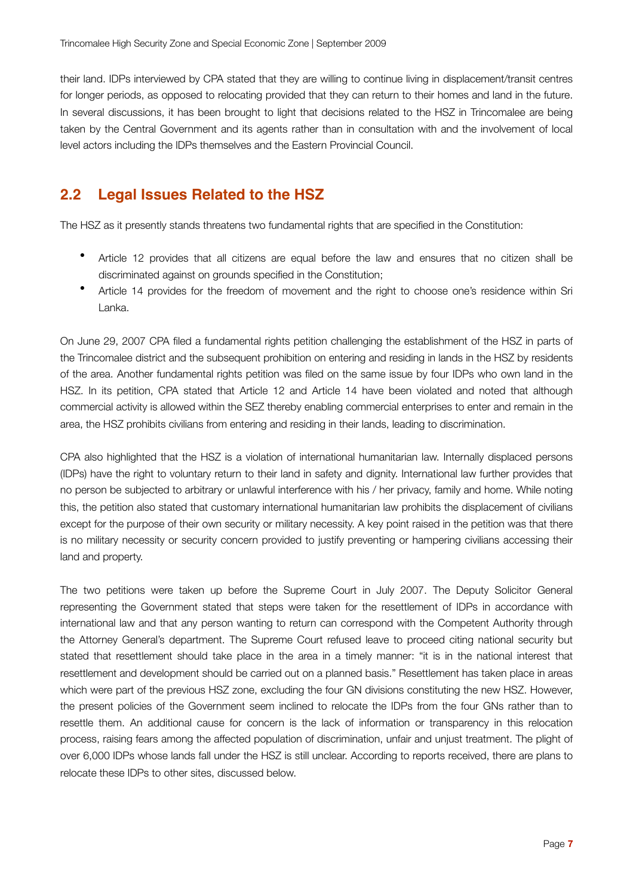their land. IDPs interviewed by CPA stated that they are willing to continue living in displacement/transit centres for longer periods, as opposed to relocating provided that they can return to their homes and land in the future. In several discussions, it has been brought to light that decisions related to the HSZ in Trincomalee are being taken by the Central Government and its agents rather than in consultation with and the involvement of local level actors including the IDPs themselves and the Eastern Provincial Council.

## 2.2 Legal Issues Related to the HSZ

The HSZ as it presently stands threatens two fundamental rights that are specified in the Constitution:

- Article 12 provides that all citizens are equal before the law and ensures that no citizen shall be discriminated against on grounds specified in the Constitution;
- Article 14 provides for the freedom of movement and the right to choose one's residence within Sri Lanka.

On June 29, 2007 CPA filed a fundamental rights petition challenging the establishment of the HSZ in parts of the Trincomalee district and the subsequent prohibition on entering and residing in lands in the HSZ by residents of the area. Another fundamental rights petition was filed on the same issue by four IDPs who own land in the HSZ. In its petition, CPA stated that Article 12 and Article 14 have been violated and noted that although commercial activity is allowed within the SEZ thereby enabling commercial enterprises to enter and remain in the area, the HSZ prohibits civilians from entering and residing in their lands, leading to discrimination.

CPA also highlighted that the HSZ is a violation of international humanitarian law. Internally displaced persons (IDPs) have the right to voluntary return to their land in safety and dignity. International law further provides that no person be subjected to arbitrary or unlawful interference with his / her privacy, family and home. While noting this, the petition also stated that customary international humanitarian law prohibits the displacement of civilians except for the purpose of their own security or military necessity. A key point raised in the petition was that there is no military necessity or security concern provided to justify preventing or hampering civilians accessing their land and property.

The two petitions were taken up before the Supreme Court in July 2007. The Deputy Solicitor General representing the Government stated that steps were taken for the resettlement of IDPs in accordance with international law and that any person wanting to return can correspond with the Competent Authority through the Attorney General's department. The Supreme Court refused leave to proceed citing national security but stated that resettlement should take place in the area in a timely manner: "it is in the national interest that resettlement and development should be carried out on a planned basis." Resettlement has taken place in areas which were part of the previous HSZ zone, excluding the four GN divisions constituting the new HSZ. However, the present policies of the Government seem inclined to relocate the IDPs from the four GNs rather than to resettle them. An additional cause for concern is the lack of information or transparency in this relocation process, raising fears among the affected population of discrimination, unfair and unjust treatment. The plight of over 6,000 IDPs whose lands fall under the HSZ is still unclear. According to reports received, there are plans to relocate these IDPs to other sites, discussed below.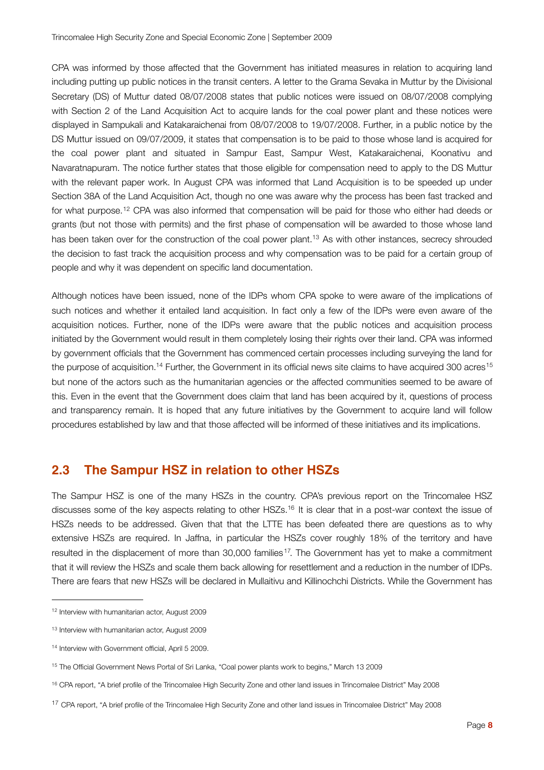CPA was informed by those affected that the Government has initiated measures in relation to acquiring land including putting up public notices in the transit centers. A letter to the Grama Sevaka in Muttur by the Divisional Secretary (DS) of Muttur dated 08/07/2008 states that public notices were issued on 08/07/2008 complying with Section 2 of the Land Acquisition Act to acquire lands for the coal power plant and these notices were displayed in Sampukali and Katakaraichenai from 08/07/2008 to 19/07/2008. Further, in a public notice by the DS Muttur issued on 09/07/2009, it states that compensation is to be paid to those whose land is acquired for the coal power plant and situated in Sampur East, Sampur West, Katakaraichenai, Koonativu and Navaratnapuram. The notice further states that those eligible for compensation need to apply to the DS Muttur with the relevant paper work. In August CPA was informed that Land Acquisition is to be speeded up under Section 38A of the Land Acquisition Act, though no one was aware why the process has been fast tracked and for what purpose.[12] CPA was also informed that compensation will be paid for those who either had deeds or grants (but not those with permits) and the first phase of compensation will be awarded to those whose land has been taken over for the construction of the coal power plant.[13] As with other instances, secrecy shrouded the decision to fast track the acquisition process and why compensation was to be paid for a certain group of people and why it was dependent on specific land documentation.

Although notices have been issued, none of the IDPs whom CPA spoke to were aware of the implications of such notices and whether it entailed land acquisition. In fact only a few of the IDPs were even aware of the acquisition notices. Further, none of the IDPs were aware that the public notices and acquisition process initiated by the Government would result in them completely losing their rights over their land. CPA was informed by government officials that the Government has commenced certain processes including surveying the land for the purpose of acquisition.[14] Further, the Government in its official news site claims to have acquired 300 acres[15] but none of the actors such as the humanitarian agencies or the affected communities seemed to be aware of this. Even in the event that the Government does claim that land has been acquired by it, questions of process and transparency remain. It is hoped that any future initiatives by the Government to acquire land will follow procedures established by law and that those affected will be informed of these initiatives and its implications.

## 2.3 The Sampur HSZ in relation to other HSZs

The Sampur HSZ is one of the many HSZs in the country. CPA's previous report on the Trincomalee HSZ discusses some of the key aspects relating to other HSZs.[16] It is clear that in a post-war context the issue of HSZs needs to be addressed. Given that that the LTTE has been defeated there are questions as to why extensive HSZs are required. In Jaffna, in particular the HSZs cover roughly 18% of the territory and have resulted in the displacement of more than 30,000 families[17]. The Government has yet to make a commitment that it will review the HSZs and scale them back allowing for resettlement and a reduction in the number of IDPs. There are fears that new HSZs will be declared in Mullaitivu and Killinochchi Districts. While the Government has

---

[12] Interview with humanitarian actor, August 2009

[13] Interview with humanitarian actor, August 2009

[14] Interview with Government official, April 5 2009.

[15] The Official Government News Portal of Sri Lanka, "Coal power plants work to begins," March 13 2009

[16] CPA report, "A brief profile of the Trincomalee High Security Zone and other land issues in Trincomalee District" May 2008

[17] CPA report, "A brief profile of the Trincomalee High Security Zone and other land issues in Trincomalee District" May 2008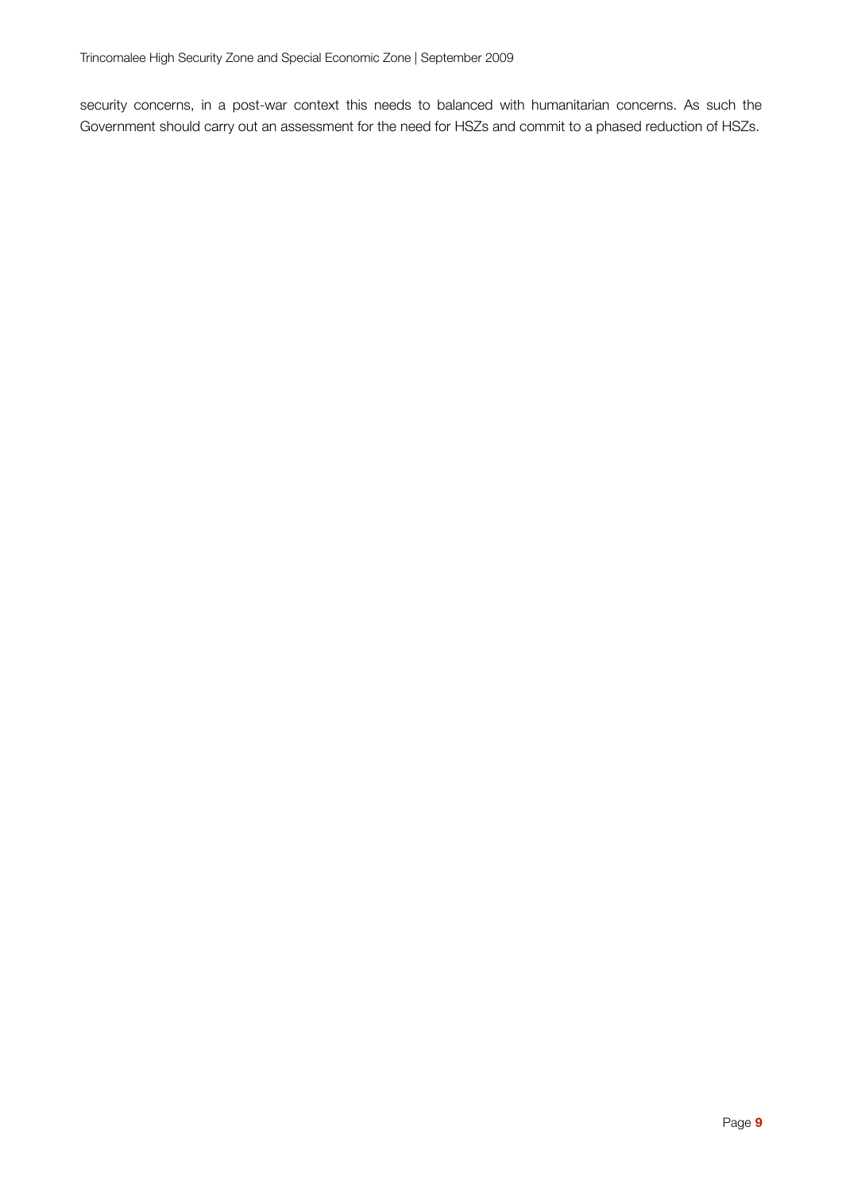security concerns, in a post-war context this needs to balanced with humanitarian concerns. As such the Government should carry out an assessment for the need for HSZs and commit to a phased reduction of HSZs.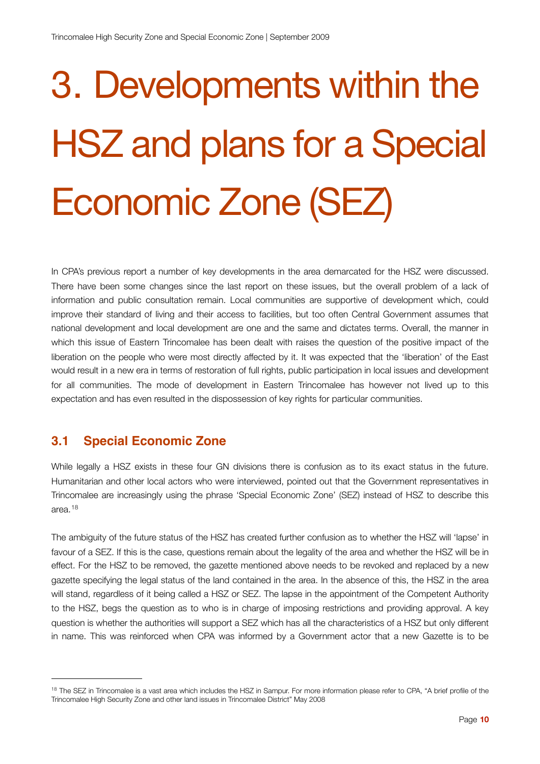# 3. Developments within the HSZ and plans for a Special Economic Zone (SEZ)

In CPA's previous report a number of key developments in the area demarcated for the HSZ were discussed. There have been some changes since the last report on these issues, but the overall problem of a lack of information and public consultation remain. Local communities are supportive of development which, could improve their standard of living and their access to facilities, but too often Central Government assumes that national development and local development are one and the same and dictates terms. Overall, the manner in which this issue of Eastern Trincomalee has been dealt with raises the question of the positive impact of the liberation on the people who were most directly affected by it. It was expected that the 'liberation' of the East would result in a new era in terms of restoration of full rights, public participation in local issues and development for all communities. The mode of development in Eastern Trincomalee has however not lived up to this expectation and has even resulted in the dispossession of key rights for particular communities.

## 3.1 Special Economic Zone

While legally a HSZ exists in these four GN divisions there is confusion as to its exact status in the future. Humanitarian and other local actors who were interviewed, pointed out that the Government representatives in Trincomalee are increasingly using the phrase 'Special Economic Zone' (SEZ) instead of HSZ to describe this area.[18]

The ambiguity of the future status of the HSZ has created further confusion as to whether the HSZ will 'lapse' in favour of a SEZ. If this is the case, questions remain about the legality of the area and whether the HSZ will be in effect. For the HSZ to be removed, the gazette mentioned above needs to be revoked and replaced by a new gazette specifying the legal status of the land contained in the area. In the absence of this, the HSZ in the area will stand, regardless of it being called a HSZ or SEZ. The lapse in the appointment of the Competent Authority to the HSZ, begs the question as to who is in charge of imposing restrictions and providing approval. A key question is whether the authorities will support a SEZ which has all the characteristics of a HSZ but only different in name. This was reinforced when CPA was informed by a Government actor that a new Gazette is to be

---

[18] The SEZ in Trincomalee is a vast area which includes the HSZ in Sampur. For more information please refer to CPA, "A brief profile of the Trincomalee High Security Zone and other land issues in Trincomalee District" May 2008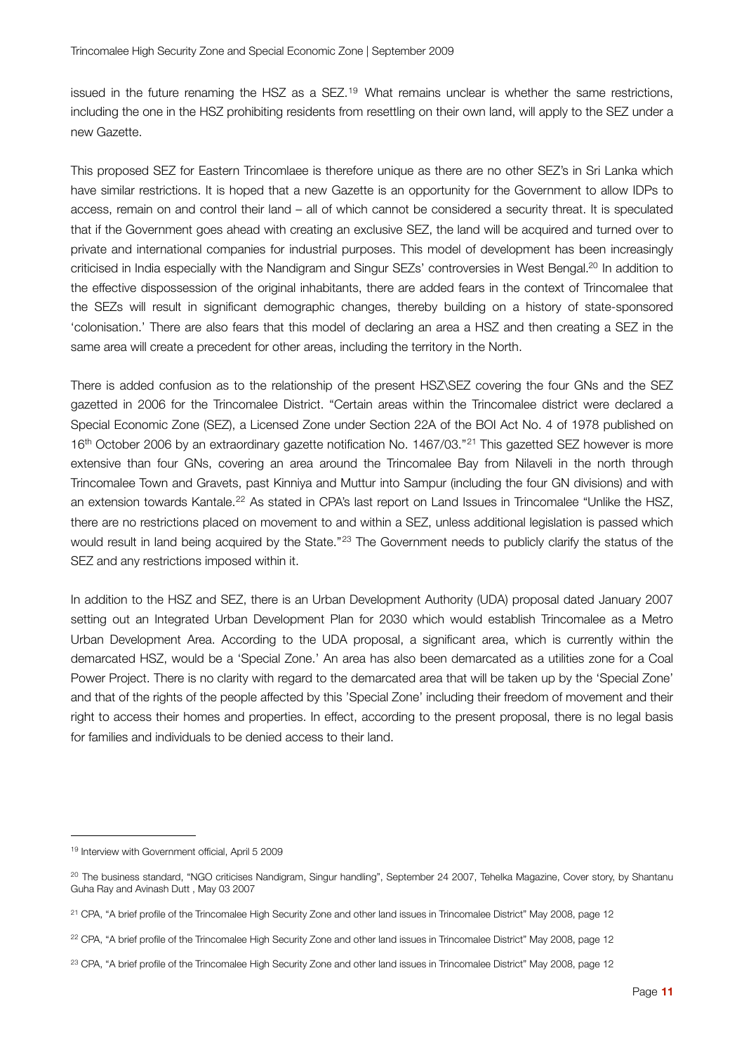issued in the future renaming the HSZ as a SEZ.[19] What remains unclear is whether the same restrictions, including the one in the HSZ prohibiting residents from resettling on their own land, will apply to the SEZ under a new Gazette.

This proposed SEZ for Eastern Trincomlaee is therefore unique as there are no other SEZ's in Sri Lanka which have similar restrictions. It is hoped that a new Gazette is an opportunity for the Government to allow IDPs to access, remain on and control their land – all of which cannot be considered a security threat. It is speculated that if the Government goes ahead with creating an exclusive SEZ, the land will be acquired and turned over to private and international companies for industrial purposes. This model of development has been increasingly criticised in India especially with the Nandigram and Singur SEZs' controversies in West Bengal.[20] In addition to the effective dispossession of the original inhabitants, there are added fears in the context of Trincomalee that the SEZs will result in significant demographic changes, thereby building on a history of state-sponsored 'colonisation.' There are also fears that this model of declaring an area a HSZ and then creating a SEZ in the same area will create a precedent for other areas, including the territory in the North.

There is added confusion as to the relationship of the present HSZ\SEZ covering the four GNs and the SEZ gazetted in 2006 for the Trincomalee District. "Certain areas within the Trincomalee district were declared a Special Economic Zone (SEZ), a Licensed Zone under Section 22A of the BOI Act No. 4 of 1978 published on 16th October 2006 by an extraordinary gazette notification No. 1467/03."[21] This gazetted SEZ however is more extensive than four GNs, covering an area around the Trincomalee Bay from Nilaveli in the north through Trincomalee Town and Gravets, past Kinniya and Muttur into Sampur (including the four GN divisions) and with an extension towards Kantale.[22] As stated in CPA's last report on Land Issues in Trincomalee "Unlike the HSZ, there are no restrictions placed on movement to and within a SEZ, unless additional legislation is passed which would result in land being acquired by the State."[23] The Government needs to publicly clarify the status of the SEZ and any restrictions imposed within it.

In addition to the HSZ and SEZ, there is an Urban Development Authority (UDA) proposal dated January 2007 setting out an Integrated Urban Development Plan for 2030 which would establish Trincomalee as a Metro Urban Development Area. According to the UDA proposal, a significant area, which is currently within the demarcated HSZ, would be a 'Special Zone.' An area has also been demarcated as a utilities zone for a Coal Power Project. There is no clarity with regard to the demarcated area that will be taken up by the 'Special Zone' and that of the rights of the people affected by this 'Special Zone' including their freedom of movement and their right to access their homes and properties. In effect, according to the present proposal, there is no legal basis for families and individuals to be denied access to their land.

---

[19] Interview with Government official, April 5 2009

[20] The business standard, "NGO criticises Nandigram, Singur handling", September 24 2007, Tehelka Magazine, Cover story, by Shantanu Guha Ray and Avinash Dutt , May 03 2007

[21] CPA, "A brief profile of the Trincomalee High Security Zone and other land issues in Trincomalee District" May 2008, page 12

[22] CPA, "A brief profile of the Trincomalee High Security Zone and other land issues in Trincomalee District" May 2008, page 12

[23] CPA, "A brief profile of the Trincomalee High Security Zone and other land issues in Trincomalee District" May 2008, page 12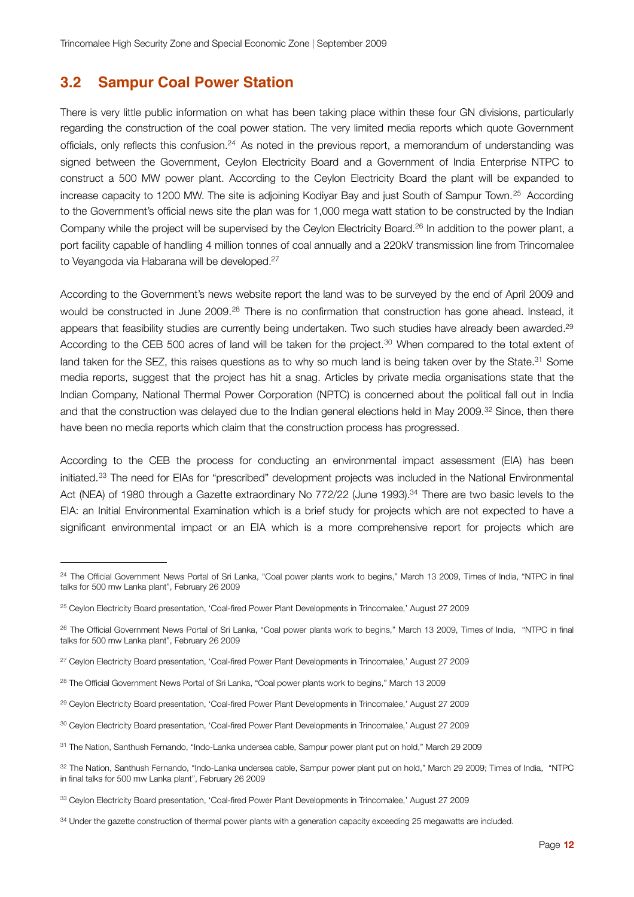## 3.2 Sampur Coal Power Station

There is very little public information on what has been taking place within these four GN divisions, particularly regarding the construction of the coal power station. The very limited media reports which quote Government officials, only reflects this confusion.[24] As noted in the previous report, a memorandum of understanding was signed between the Government, Ceylon Electricity Board and a Government of India Enterprise NTPC to construct a 500 MW power plant. According to the Ceylon Electricity Board the plant will be expanded to increase capacity to 1200 MW. The site is adjoining Kodiyar Bay and just South of Sampur Town.[25] According to the Government's official news site the plan was for 1,000 mega watt station to be constructed by the Indian Company while the project will be supervised by the Ceylon Electricity Board.[26] In addition to the power plant, a port facility capable of handling 4 million tonnes of coal annually and a 220kV transmission line from Trincomalee to Veyangoda via Habarana will be developed.[27]

According to the Government's news website report the land was to be surveyed by the end of April 2009 and would be constructed in June 2009.[28] There is no confirmation that construction has gone ahead. Instead, it appears that feasibility studies are currently being undertaken. Two such studies have already been awarded.[29] According to the CEB 500 acres of land will be taken for the project.[30] When compared to the total extent of land taken for the SEZ, this raises questions as to why so much land is being taken over by the State.[31] Some media reports, suggest that the project has hit a snag. Articles by private media organisations state that the Indian Company, National Thermal Power Corporation (NPTC) is concerned about the political fall out in India and that the construction was delayed due to the Indian general elections held in May 2009.[32] Since, then there have been no media reports which claim that the construction process has progressed.

According to the CEB the process for conducting an environmental impact assessment (EIA) has been initiated.[33] The need for EIAs for "prescribed" development projects was included in the National Environmental Act (NEA) of 1980 through a Gazette extraordinary No 772/22 (June 1993).[34] There are two basic levels to the EIA: an Initial Environmental Examination which is a brief study for projects which are not expected to have a significant environmental impact or an EIA which is a more comprehensive report for projects which are

---

[24] The Official Government News Portal of Sri Lanka, "Coal power plants work to begins," March 13 2009, Times of India, "NTPC in final talks for 500 mw Lanka plant", February 26 2009

[25] Ceylon Electricity Board presentation, 'Coal-fired Power Plant Developments in Trincomalee,' August 27 2009

[26] The Official Government News Portal of Sri Lanka, "Coal power plants work to begins," March 13 2009, Times of India, "NTPC in final talks for 500 mw Lanka plant", February 26 2009

[27] Ceylon Electricity Board presentation, 'Coal-fired Power Plant Developments in Trincomalee,' August 27 2009

[28] The Official Government News Portal of Sri Lanka, "Coal power plants work to begins," March 13 2009

[29] Ceylon Electricity Board presentation, 'Coal-fired Power Plant Developments in Trincomalee,' August 27 2009

[30] Ceylon Electricity Board presentation, 'Coal-fired Power Plant Developments in Trincomalee,' August 27 2009

[31] The Nation, Santhush Fernando, "Indo-Lanka undersea cable, Sampur power plant put on hold," March 29 2009

[32] The Nation, Santhush Fernando, "Indo-Lanka undersea cable, Sampur power plant put on hold," March 29 2009; Times of India, "NTPC in final talks for 500 mw Lanka plant", February 26 2009

[33] Ceylon Electricity Board presentation, 'Coal-fired Power Plant Developments in Trincomalee,' August 27 2009

[34] Under the gazette construction of thermal power plants with a generation capacity exceeding 25 megawatts are included.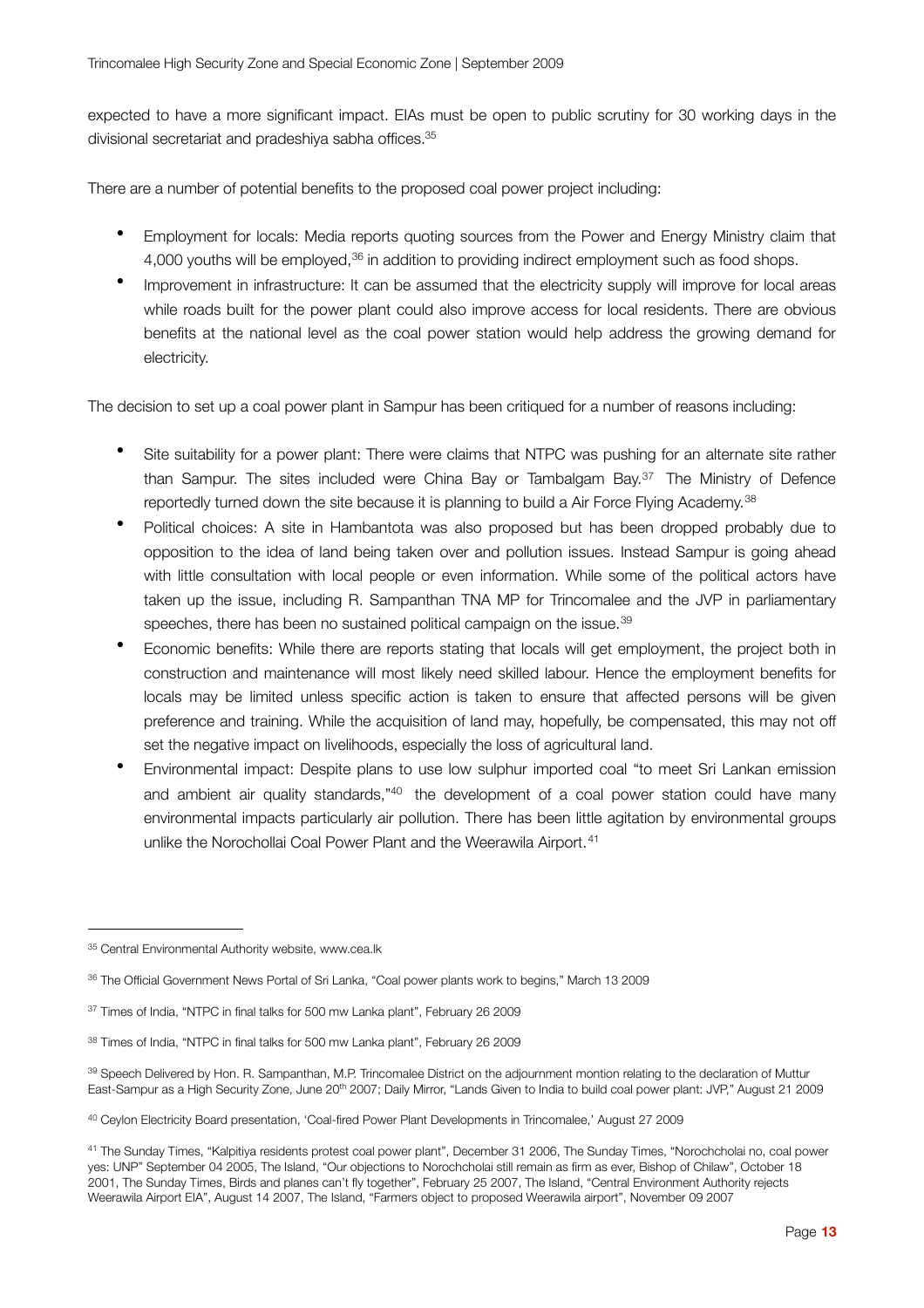expected to have a more significant impact. EIAs must be open to public scrutiny for 30 working days in the divisional secretariat and pradeshiya sabha offices.[35]

There are a number of potential benefits to the proposed coal power project including:

- Employment for locals: Media reports quoting sources from the Power and Energy Ministry claim that 4,000 youths will be employed,[36] in addition to providing indirect employment such as food shops.
- Improvement in infrastructure: It can be assumed that the electricity supply will improve for local areas while roads built for the power plant could also improve access for local residents. There are obvious benefits at the national level as the coal power station would help address the growing demand for electricity.

The decision to set up a coal power plant in Sampur has been critiqued for a number of reasons including:

- Site suitability for a power plant: There were claims that NTPC was pushing for an alternate site rather than Sampur. The sites included were China Bay or Tambalgam Bay.[37] The Ministry of Defence reportedly turned down the site because it is planning to build a Air Force Flying Academy.[38]
- Political choices: A site in Hambantota was also proposed but has been dropped probably due to opposition to the idea of land being taken over and pollution issues. Instead Sampur is going ahead with little consultation with local people or even information. While some of the political actors have taken up the issue, including R. Sampanthan TNA MP for Trincomalee and the JVP in parliamentary speeches, there has been no sustained political campaign on the issue.[39]
- Economic benefits: While there are reports stating that locals will get employment, the project both in construction and maintenance will most likely need skilled labour. Hence the employment benefits for locals may be limited unless specific action is taken to ensure that affected persons will be given preference and training. While the acquisition of land may, hopefully, be compensated, this may not off set the negative impact on livelihoods, especially the loss of agricultural land.
- Environmental impact: Despite plans to use low sulphur imported coal "to meet Sri Lankan emission and ambient air quality standards,"[40] the development of a coal power station could have many environmental impacts particularly air pollution. There has been little agitation by environmental groups unlike the Norochollai Coal Power Plant and the Weerawila Airport.[41]

---

[35] Central Environmental Authority website, www.cea.lk

[36] The Official Government News Portal of Sri Lanka, "Coal power plants work to begins," March 13 2009

[37] Times of India, "NTPC in final talks for 500 mw Lanka plant", February 26 2009

[38] Times of India, "NTPC in final talks for 500 mw Lanka plant", February 26 2009

[39] Speech Delivered by Hon. R. Sampanthan, M.P. Trincomalee District on the adjournment montion relating to the declaration of Muttur East-Sampur as a High Security Zone, June 20th 2007; Daily Mirror, "Lands Given to India to build coal power plant: JVP," August 21 2009

[40] Ceylon Electricity Board presentation, 'Coal-fired Power Plant Developments in Trincomalee,' August 27 2009

[41] The Sunday Times, "Kalpitiya residents protest coal power plant", December 31 2006, The Sunday Times, "Norochcholai no, coal power yes: UNP" September 04 2005, The Island, "Our objections to Norochcholai still remain as firm as ever, Bishop of Chilaw", October 18 2001, The Sunday Times, Birds and planes can't fly together", February 25 2007, The Island, "Central Environment Authority rejects Weerawila Airport EIA", August 14 2007, The Island, "Farmers object to proposed Weerawila airport", November 09 2007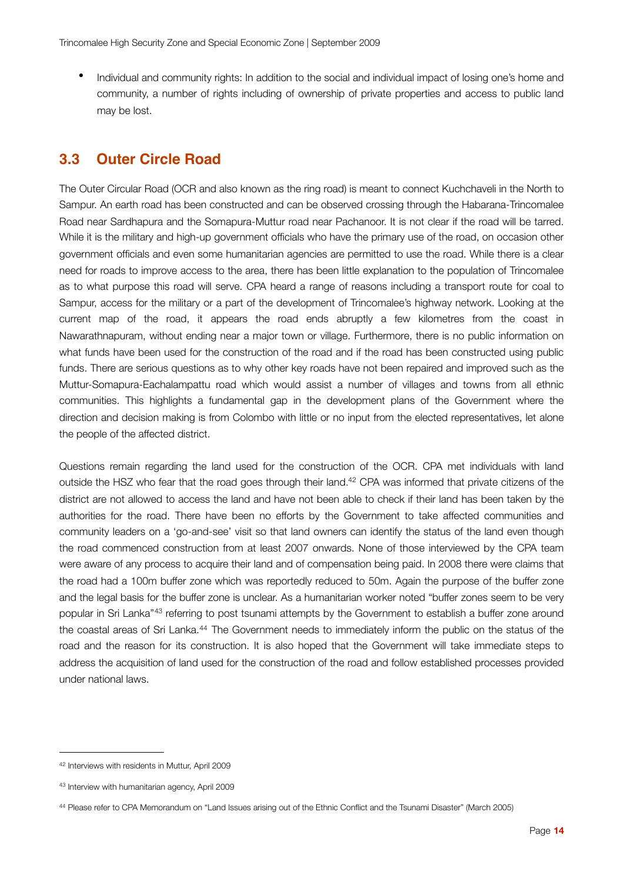- Individual and community rights: In addition to the social and individual impact of losing one's home and community, a number of rights including of ownership of private properties and access to public land may be lost.

## 3.3 Outer Circle Road

The Outer Circular Road (OCR and also known as the ring road) is meant to connect Kuchchaveli in the North to Sampur. An earth road has been constructed and can be observed crossing through the Habarana-Trincomalee Road near Sardhapura and the Somapura-Muttur road near Pachanoor. It is not clear if the road will be tarred. While it is the military and high-up government officials who have the primary use of the road, on occasion other government officials and even some humanitarian agencies are permitted to use the road. While there is a clear need for roads to improve access to the area, there has been little explanation to the population of Trincomalee as to what purpose this road will serve. CPA heard a range of reasons including a transport route for coal to Sampur, access for the military or a part of the development of Trincomalee's highway network. Looking at the current map of the road, it appears the road ends abruptly a few kilometres from the coast in Nawarathnapuram, without ending near a major town or village. Furthermore, there is no public information on what funds have been used for the construction of the road and if the road has been constructed using public funds. There are serious questions as to why other key roads have not been repaired and improved such as the Muttur-Somapura-Eachalampattu road which would assist a number of villages and towns from all ethnic communities. This highlights a fundamental gap in the development plans of the Government where the direction and decision making is from Colombo with little or no input from the elected representatives, let alone the people of the affected district.

Questions remain regarding the land used for the construction of the OCR. CPA met individuals with land outside the HSZ who fear that the road goes through their land.[42] CPA was informed that private citizens of the district are not allowed to access the land and have not been able to check if their land has been taken by the authorities for the road. There have been no efforts by the Government to take affected communities and community leaders on a 'go-and-see' visit so that land owners can identify the status of the land even though the road commenced construction from at least 2007 onwards. None of those interviewed by the CPA team were aware of any process to acquire their land and of compensation being paid. In 2008 there were claims that the road had a 100m buffer zone which was reportedly reduced to 50m. Again the purpose of the buffer zone and the legal basis for the buffer zone is unclear. As a humanitarian worker noted "buffer zones seem to be very popular in Sri Lanka"[43] referring to post tsunami attempts by the Government to establish a buffer zone around the coastal areas of Sri Lanka.[44] The Government needs to immediately inform the public on the status of the road and the reason for its construction. It is also hoped that the Government will take immediate steps to address the acquisition of land used for the construction of the road and follow established processes provided under national laws.

---

[42] Interviews with residents in Muttur, April 2009

[43] Interview with humanitarian agency, April 2009

[44] Please refer to CPA Memorandum on "Land Issues arising out of the Ethnic Conflict and the Tsunami Disaster" (March 2005)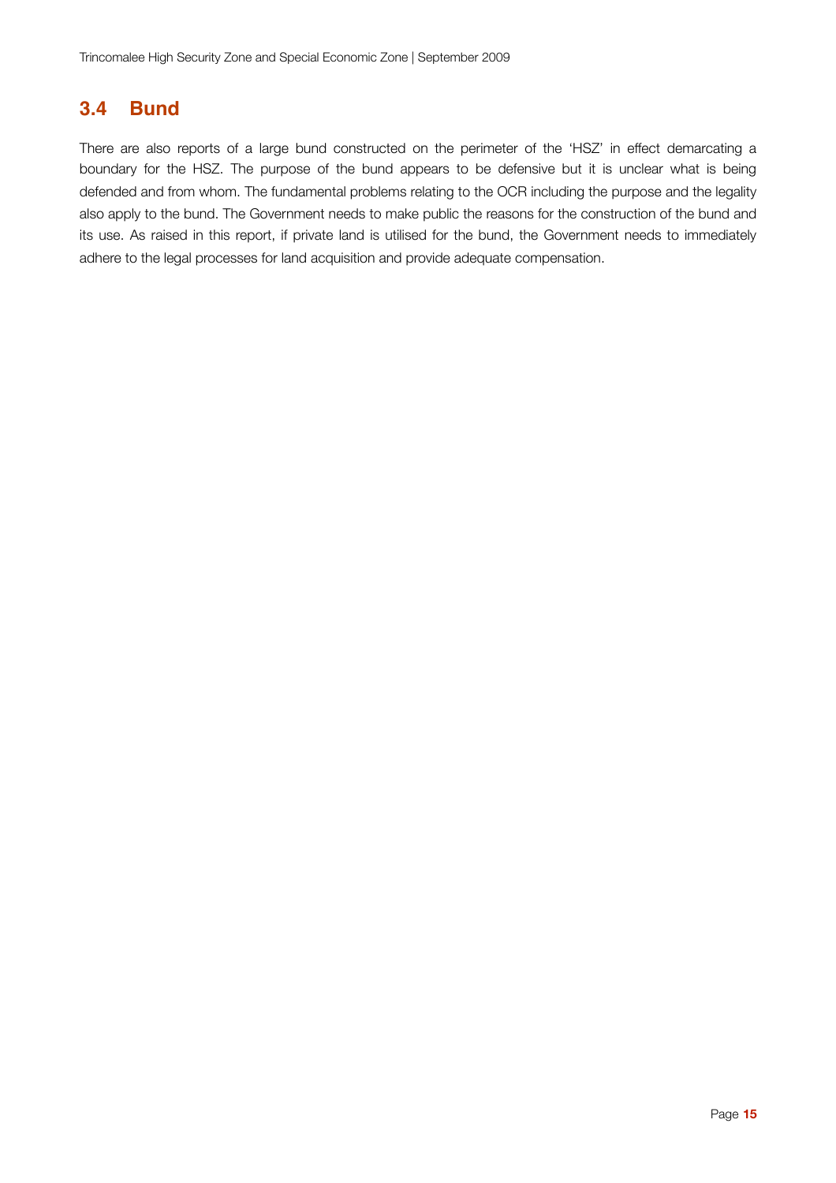## 3.4 Bund

There are also reports of a large bund constructed on the perimeter of the 'HSZ' in effect demarcating a boundary for the HSZ. The purpose of the bund appears to be defensive but it is unclear what is being defended and from whom. The fundamental problems relating to the OCR including the purpose and the legality also apply to the bund. The Government needs to make public the reasons for the construction of the bund and its use. As raised in this report, if private land is utilised for the bund, the Government needs to immediately adhere to the legal processes for land acquisition and provide adequate compensation.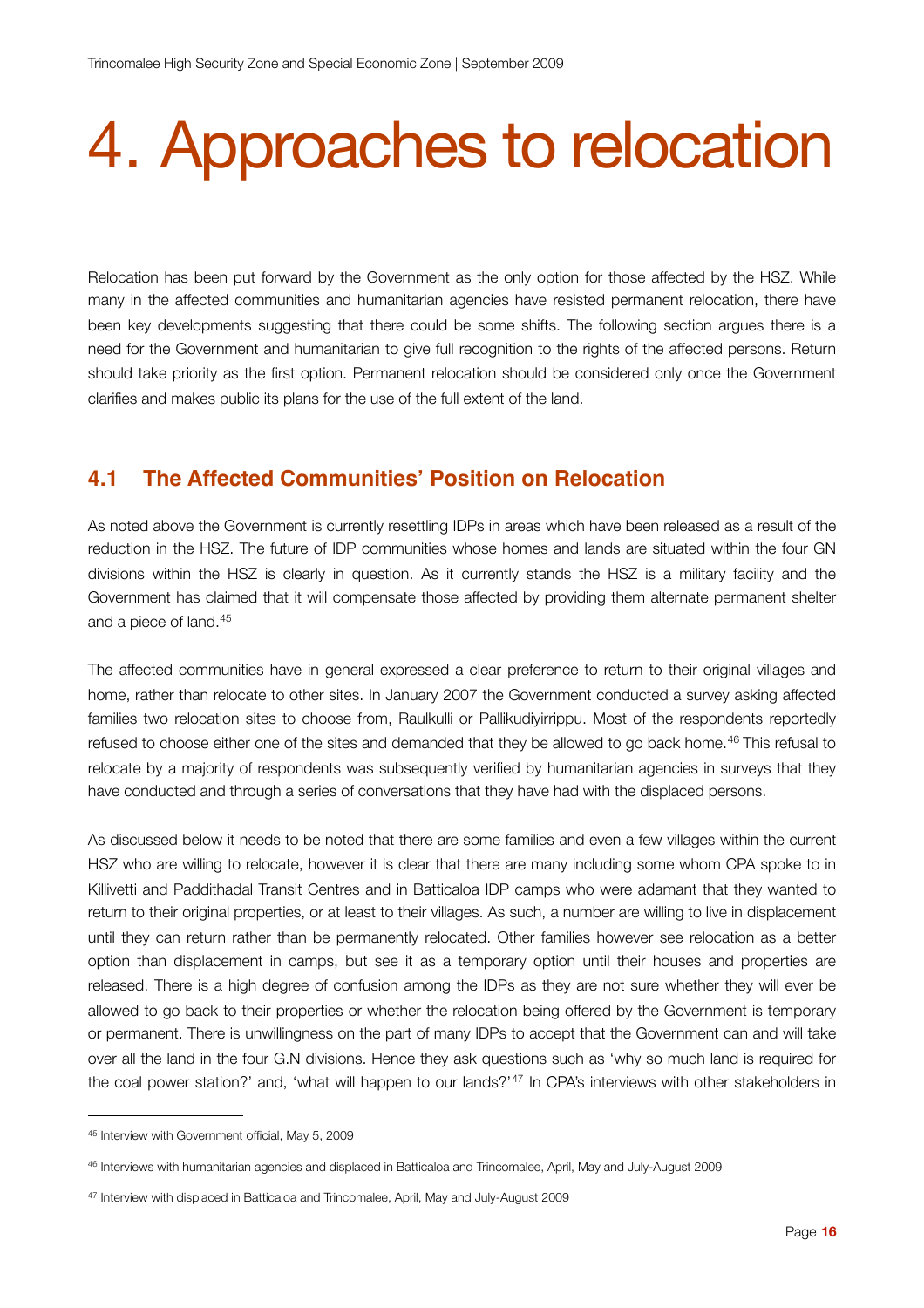# 4. Approaches to relocation

Relocation has been put forward by the Government as the only option for those affected by the HSZ. While many in the affected communities and humanitarian agencies have resisted permanent relocation, there have been key developments suggesting that there could be some shifts. The following section argues there is a need for the Government and humanitarian to give full recognition to the rights of the affected persons. Return should take priority as the first option. Permanent relocation should be considered only once the Government clarifies and makes public its plans for the use of the full extent of the land.

## 4.1 The Affected Communities' Position on Relocation

As noted above the Government is currently resettling IDPs in areas which have been released as a result of the reduction in the HSZ. The future of IDP communities whose homes and lands are situated within the four GN divisions within the HSZ is clearly in question. As it currently stands the HSZ is a military facility and the Government has claimed that it will compensate those affected by providing them alternate permanent shelter and a piece of land.[45]

The affected communities have in general expressed a clear preference to return to their original villages and home, rather than relocate to other sites. In January 2007 the Government conducted a survey asking affected families two relocation sites to choose from, Raulkulli or Pallikudiyirrippu. Most of the respondents reportedly refused to choose either one of the sites and demanded that they be allowed to go back home.[46] This refusal to relocate by a majority of respondents was subsequently verified by humanitarian agencies in surveys that they have conducted and through a series of conversations that they have had with the displaced persons.

As discussed below it needs to be noted that there are some families and even a few villages within the current HSZ who are willing to relocate, however it is clear that there are many including some whom CPA spoke to in Killivetti and Paddithadal Transit Centres and in Batticaloa IDP camps who were adamant that they wanted to return to their original properties, or at least to their villages. As such, a number are willing to live in displacement until they can return rather than be permanently relocated. Other families however see relocation as a better option than displacement in camps, but see it as a temporary option until their houses and properties are released. There is a high degree of confusion among the IDPs as they are not sure whether they will ever be allowed to go back to their properties or whether the relocation being offered by the Government is temporary or permanent. There is unwillingness on the part of many IDPs to accept that the Government can and will take over all the land in the four G.N divisions. Hence they ask questions such as 'why so much land is required for the coal power station?' and, 'what will happen to our lands?'[47] In CPA's interviews with other stakeholders in

---

[45] Interview with Government official, May 5, 2009

[46] Interviews with humanitarian agencies and displaced in Batticaloa and Trincomalee, April, May and July-August 2009

[47] Interview with displaced in Batticaloa and Trincomalee, April, May and July-August 2009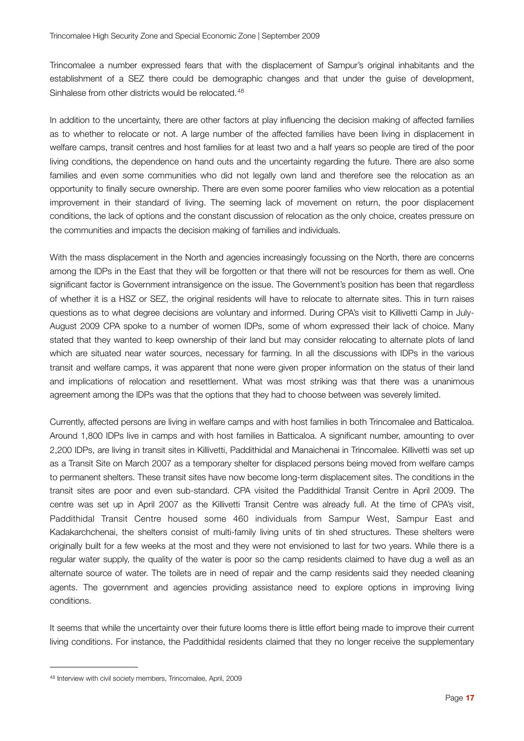Trincomalee a number expressed fears that with the displacement of Sampur's original inhabitants and the establishment of a SEZ there could be demographic changes and that under the guise of development, Sinhalese from other districts would be relocated.[48]

In addition to the uncertainty, there are other factors at play influencing the decision making of affected families as to whether to relocate or not. A large number of the affected families have been living in displacement in welfare camps, transit centres and host families for at least two and a half years so people are tired of the poor living conditions, the dependence on hand outs and the uncertainty regarding the future. There are also some families and even some communities who did not legally own land and therefore see the relocation as an opportunity to finally secure ownership. There are even some poorer families who view relocation as a potential improvement in their standard of living. The seeming lack of movement on return, the poor displacement conditions, the lack of options and the constant discussion of relocation as the only choice, creates pressure on the communities and impacts the decision making of families and individuals.

With the mass displacement in the North and agencies increasingly focussing on the North, there are concerns among the IDPs in the East that they will be forgotten or that there will not be resources for them as well. One significant factor is Government intransigence on the issue. The Government's position has been that regardless of whether it is a HSZ or SEZ, the original residents will have to relocate to alternate sites. This in turn raises questions as to what degree decisions are voluntary and informed. During CPA's visit to Killivetti Camp in July-August 2009 CPA spoke to a number of women IDPs, some of whom expressed their lack of choice. Many stated that they wanted to keep ownership of their land but may consider relocating to alternate plots of land which are situated near water sources, necessary for farming. In all the discussions with IDPs in the various transit and welfare camps, it was apparent that none were given proper information on the status of their land and implications of relocation and resettlement. What was most striking was that there was a unanimous agreement among the IDPs was that the options that they had to choose between was severely limited.

Currently, affected persons are living in welfare camps and with host families in both Trincomalee and Batticaloa. Around 1,800 IDPs live in camps and with host families in Batticaloa. A significant number, amounting to over 2,200 IDPs, are living in transit sites in Killivetti, Paddithidal and Manaichenai in Trincomalee. Killivetti was set up as a Transit Site on March 2007 as a temporary shelter for displaced persons being moved from welfare camps to permanent shelters. These transit sites have now become long-term displacement sites. The conditions in the transit sites are poor and even sub-standard. CPA visited the Paddithidal Transit Centre in April 2009. The centre was set up in April 2007 as the Killivetti Transit Centre was already full. At the time of CPA's visit, Paddithidal Transit Centre housed some 460 individuals from Sampur West, Sampur East and Kadakarchchenai, the shelters consist of multi-family living units of tin shed structures. These shelters were originally built for a few weeks at the most and they were not envisioned to last for two years. While there is a regular water supply, the quality of the water is poor so the camp residents claimed to have dug a well as an alternate source of water. The toilets are in need of repair and the camp residents said they needed cleaning agents. The government and agencies providing assistance need to explore options in improving living conditions.

It seems that while the uncertainty over their future looms there is little effort being made to improve their current living conditions. For instance, the Paddithidal residents claimed that they no longer receive the supplementary

[48] Interview with civil society members, Trincomalee, April, 2009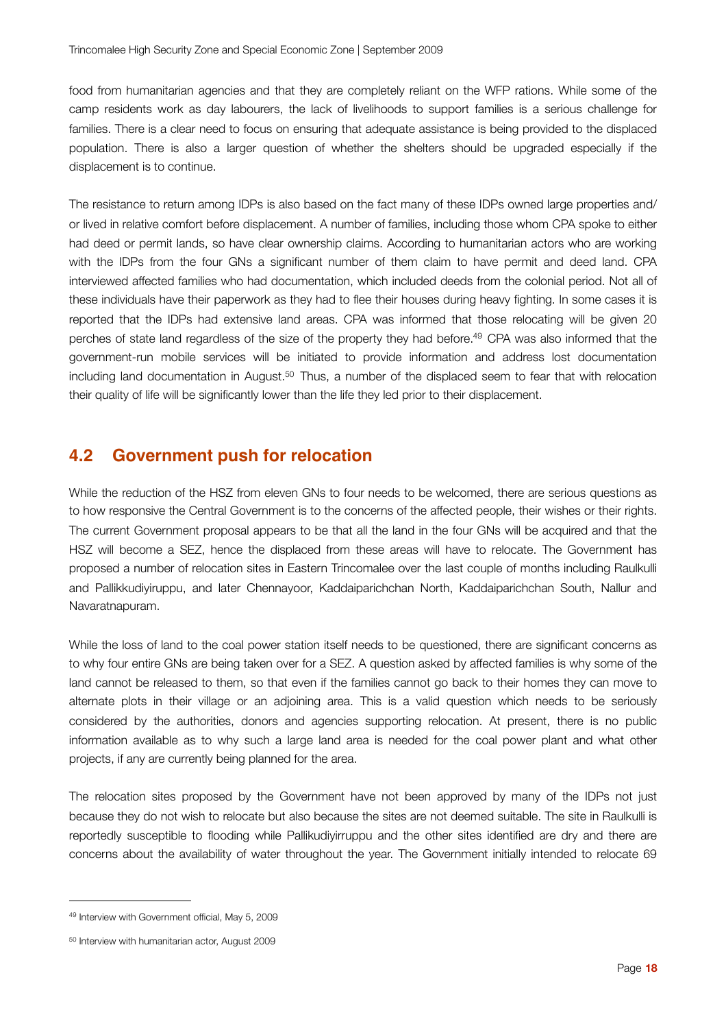food from humanitarian agencies and that they are completely reliant on the WFP rations. While some of the camp residents work as day labourers, the lack of livelihoods to support families is a serious challenge for families. There is a clear need to focus on ensuring that adequate assistance is being provided to the displaced population. There is also a larger question of whether the shelters should be upgraded especially if the displacement is to continue.

The resistance to return among IDPs is also based on the fact many of these IDPs owned large properties and/or lived in relative comfort before displacement. A number of families, including those whom CPA spoke to either had deed or permit lands, so have clear ownership claims. According to humanitarian actors who are working with the IDPs from the four GNs a significant number of them claim to have permit and deed land. CPA interviewed affected families who had documentation, which included deeds from the colonial period. Not all of these individuals have their paperwork as they had to flee their houses during heavy fighting. In some cases it is reported that the IDPs had extensive land areas. CPA was informed that those relocating will be given 20 perches of state land regardless of the size of the property they had before.[49] CPA was also informed that the government-run mobile services will be initiated to provide information and address lost documentation including land documentation in August.[50] Thus, a number of the displaced seem to fear that with relocation their quality of life will be significantly lower than the life they led prior to their displacement.

## 4.2 Government push for relocation

While the reduction of the HSZ from eleven GNs to four needs to be welcomed, there are serious questions as to how responsive the Central Government is to the concerns of the affected people, their wishes or their rights. The current Government proposal appears to be that all the land in the four GNs will be acquired and that the HSZ will become a SEZ, hence the displaced from these areas will have to relocate. The Government has proposed a number of relocation sites in Eastern Trincomalee over the last couple of months including Raulkulli and Pallikkudiyiruppu, and later Chennayoor, Kaddaiparichchan North, Kaddaiparichchan South, Nallur and Navaratnapuram.

While the loss of land to the coal power station itself needs to be questioned, there are significant concerns as to why four entire GNs are being taken over for a SEZ. A question asked by affected families is why some of the land cannot be released to them, so that even if the families cannot go back to their homes they can move to alternate plots in their village or an adjoining area. This is a valid question which needs to be seriously considered by the authorities, donors and agencies supporting relocation. At present, there is no public information available as to why such a large land area is needed for the coal power plant and what other projects, if any are currently being planned for the area.

The relocation sites proposed by the Government have not been approved by many of the IDPs not just because they do not wish to relocate but also because the sites are not deemed suitable. The site in Raulkulli is reportedly susceptible to flooding while Pallikudiyirruppu and the other sites identified are dry and there are concerns about the availability of water throughout the year. The Government initially intended to relocate 69

[49] Interview with Government official, May 5, 2009

[50] Interview with humanitarian actor, August 2009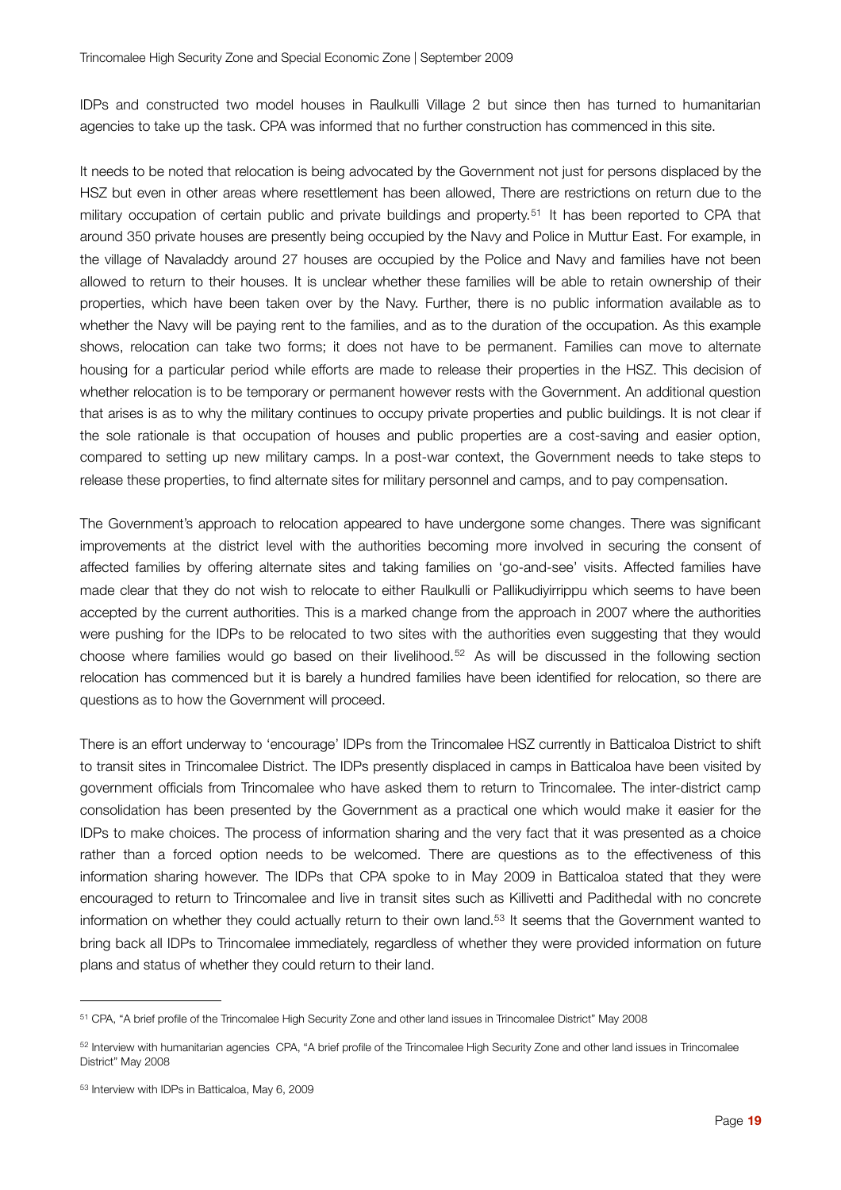IDPs and constructed two model houses in Raulkulli Village 2 but since then has turned to humanitarian agencies to take up the task. CPA was informed that no further construction has commenced in this site.

It needs to be noted that relocation is being advocated by the Government not just for persons displaced by the HSZ but even in other areas where resettlement has been allowed, There are restrictions on return due to the military occupation of certain public and private buildings and property.[51] It has been reported to CPA that around 350 private houses are presently being occupied by the Navy and Police in Muttur East. For example, in the village of Navaladdy around 27 houses are occupied by the Police and Navy and families have not been allowed to return to their houses. It is unclear whether these families will be able to retain ownership of their properties, which have been taken over by the Navy. Further, there is no public information available as to whether the Navy will be paying rent to the families, and as to the duration of the occupation. As this example shows, relocation can take two forms; it does not have to be permanent. Families can move to alternate housing for a particular period while efforts are made to release their properties in the HSZ. This decision of whether relocation is to be temporary or permanent however rests with the Government. An additional question that arises is as to why the military continues to occupy private properties and public buildings. It is not clear if the sole rationale is that occupation of houses and public properties are a cost-saving and easier option, compared to setting up new military camps. In a post-war context, the Government needs to take steps to release these properties, to find alternate sites for military personnel and camps, and to pay compensation.

The Government's approach to relocation appeared to have undergone some changes. There was significant improvements at the district level with the authorities becoming more involved in securing the consent of affected families by offering alternate sites and taking families on 'go-and-see' visits. Affected families have made clear that they do not wish to relocate to either Raulkulli or Pallikudiyirrippu which seems to have been accepted by the current authorities. This is a marked change from the approach in 2007 where the authorities were pushing for the IDPs to be relocated to two sites with the authorities even suggesting that they would choose where families would go based on their livelihood.[52] As will be discussed in the following section relocation has commenced but it is barely a hundred families have been identified for relocation, so there are questions as to how the Government will proceed.

There is an effort underway to 'encourage' IDPs from the Trincomalee HSZ currently in Batticaloa District to shift to transit sites in Trincomalee District. The IDPs presently displaced in camps in Batticaloa have been visited by government officials from Trincomalee who have asked them to return to Trincomalee. The inter-district camp consolidation has been presented by the Government as a practical one which would make it easier for the IDPs to make choices. The process of information sharing and the very fact that it was presented as a choice rather than a forced option needs to be welcomed. There are questions as to the effectiveness of this information sharing however. The IDPs that CPA spoke to in May 2009 in Batticaloa stated that they were encouraged to return to Trincomalee and live in transit sites such as Killivetti and Padithedal with no concrete information on whether they could actually return to their own land.[53] It seems that the Government wanted to bring back all IDPs to Trincomalee immediately, regardless of whether they were provided information on future plans and status of whether they could return to their land.

---

[51] CPA, "A brief profile of the Trincomalee High Security Zone and other land issues in Trincomalee District" May 2008

[52] Interview with humanitarian agencies CPA, "A brief profile of the Trincomalee High Security Zone and other land issues in Trincomalee District" May 2008

[53] Interview with IDPs in Batticaloa, May 6, 2009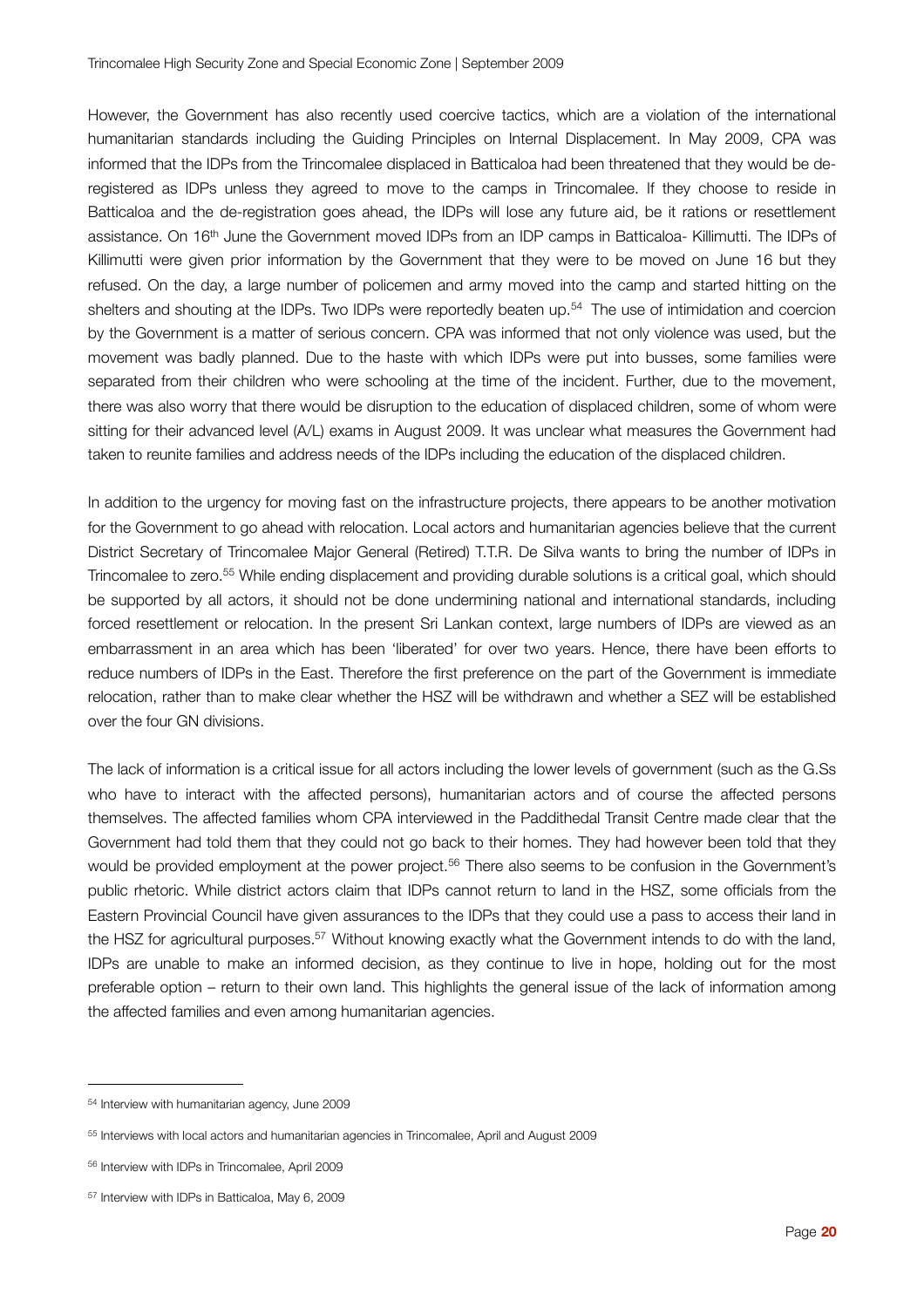However, the Government has also recently used coercive tactics, which are a violation of the international humanitarian standards including the Guiding Principles on Internal Displacement. In May 2009, CPA was informed that the IDPs from the Trincomalee displaced in Batticaloa had been threatened that they would be de-registered as IDPs unless they agreed to move to the camps in Trincomalee. If they choose to reside in Batticaloa and the de-registration goes ahead, the IDPs will lose any future aid, be it rations or resettlement assistance. On 16th June the Government moved IDPs from an IDP camps in Batticaloa- Killimutti. The IDPs of Killimutti were given prior information by the Government that they were to be moved on June 16 but they refused. On the day, a large number of policemen and army moved into the camp and started hitting on the shelters and shouting at the IDPs. Two IDPs were reportedly beaten up.[54] The use of intimidation and coercion by the Government is a matter of serious concern. CPA was informed that not only violence was used, but the movement was badly planned. Due to the haste with which IDPs were put into busses, some families were separated from their children who were schooling at the time of the incident. Further, due to the movement, there was also worry that there would be disruption to the education of displaced children, some of whom were sitting for their advanced level (A/L) exams in August 2009. It was unclear what measures the Government had taken to reunite families and address needs of the IDPs including the education of the displaced children.

In addition to the urgency for moving fast on the infrastructure projects, there appears to be another motivation for the Government to go ahead with relocation. Local actors and humanitarian agencies believe that the current District Secretary of Trincomalee Major General (Retired) T.T.R. De Silva wants to bring the number of IDPs in Trincomalee to zero.[55] While ending displacement and providing durable solutions is a critical goal, which should be supported by all actors, it should not be done undermining national and international standards, including forced resettlement or relocation. In the present Sri Lankan context, large numbers of IDPs are viewed as an embarrassment in an area which has been 'liberated' for over two years. Hence, there have been efforts to reduce numbers of IDPs in the East. Therefore the first preference on the part of the Government is immediate relocation, rather than to make clear whether the HSZ will be withdrawn and whether a SEZ will be established over the four GN divisions.

The lack of information is a critical issue for all actors including the lower levels of government (such as the G.Ss who have to interact with the affected persons), humanitarian actors and of course the affected persons themselves. The affected families whom CPA interviewed in the Paddithedal Transit Centre made clear that the Government had told them that they could not go back to their homes. They had however been told that they would be provided employment at the power project.[56] There also seems to be confusion in the Government's public rhetoric. While district actors claim that IDPs cannot return to land in the HSZ, some officials from the Eastern Provincial Council have given assurances to the IDPs that they could use a pass to access their land in the HSZ for agricultural purposes.[57] Without knowing exactly what the Government intends to do with the land, IDPs are unable to make an informed decision, as they continue to live in hope, holding out for the most preferable option – return to their own land. This highlights the general issue of the lack of information among the affected families and even among humanitarian agencies.

---

[54] Interview with humanitarian agency, June 2009

[55] Interviews with local actors and humanitarian agencies in Trincomalee, April and August 2009

[56] Interview with IDPs in Trincomalee, April 2009

[57] Interview with IDPs in Batticaloa, May 6, 2009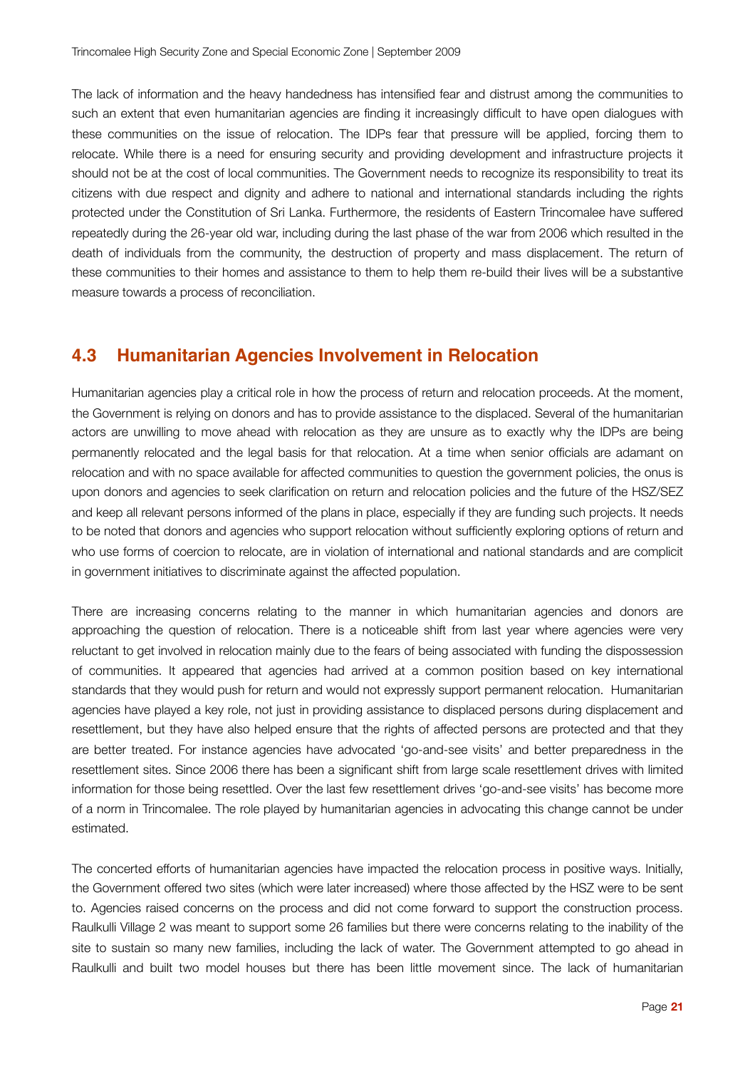The lack of information and the heavy handedness has intensified fear and distrust among the communities to such an extent that even humanitarian agencies are finding it increasingly difficult to have open dialogues with these communities on the issue of relocation. The IDPs fear that pressure will be applied, forcing them to relocate. While there is a need for ensuring security and providing development and infrastructure projects it should not be at the cost of local communities. The Government needs to recognize its responsibility to treat its citizens with due respect and dignity and adhere to national and international standards including the rights protected under the Constitution of Sri Lanka. Furthermore, the residents of Eastern Trincomalee have suffered repeatedly during the 26-year old war, including during the last phase of the war from 2006 which resulted in the death of individuals from the community, the destruction of property and mass displacement. The return of these communities to their homes and assistance to them to help them re-build their lives will be a substantive measure towards a process of reconciliation.

## 4.3 Humanitarian Agencies Involvement in Relocation

Humanitarian agencies play a critical role in how the process of return and relocation proceeds. At the moment, the Government is relying on donors and has to provide assistance to the displaced. Several of the humanitarian actors are unwilling to move ahead with relocation as they are unsure as to exactly why the IDPs are being permanently relocated and the legal basis for that relocation. At a time when senior officials are adamant on relocation and with no space available for affected communities to question the government policies, the onus is upon donors and agencies to seek clarification on return and relocation policies and the future of the HSZ/SEZ and keep all relevant persons informed of the plans in place, especially if they are funding such projects. It needs to be noted that donors and agencies who support relocation without sufficiently exploring options of return and who use forms of coercion to relocate, are in violation of international and national standards and are complicit in government initiatives to discriminate against the affected population.

There are increasing concerns relating to the manner in which humanitarian agencies and donors are approaching the question of relocation. There is a noticeable shift from last year where agencies were very reluctant to get involved in relocation mainly due to the fears of being associated with funding the dispossession of communities. It appeared that agencies had arrived at a common position based on key international standards that they would push for return and would not expressly support permanent relocation. Humanitarian agencies have played a key role, not just in providing assistance to displaced persons during displacement and resettlement, but they have also helped ensure that the rights of affected persons are protected and that they are better treated. For instance agencies have advocated 'go-and-see visits' and better preparedness in the resettlement sites. Since 2006 there has been a significant shift from large scale resettlement drives with limited information for those being resettled. Over the last few resettlement drives 'go-and-see visits' has become more of a norm in Trincomalee. The role played by humanitarian agencies in advocating this change cannot be under estimated.

The concerted efforts of humanitarian agencies have impacted the relocation process in positive ways. Initially, the Government offered two sites (which were later increased) where those affected by the HSZ were to be sent to. Agencies raised concerns on the process and did not come forward to support the construction process. Raulkulli Village 2 was meant to support some 26 families but there were concerns relating to the inability of the site to sustain so many new families, including the lack of water. The Government attempted to go ahead in Raulkulli and built two model houses but there has been little movement since. The lack of humanitarian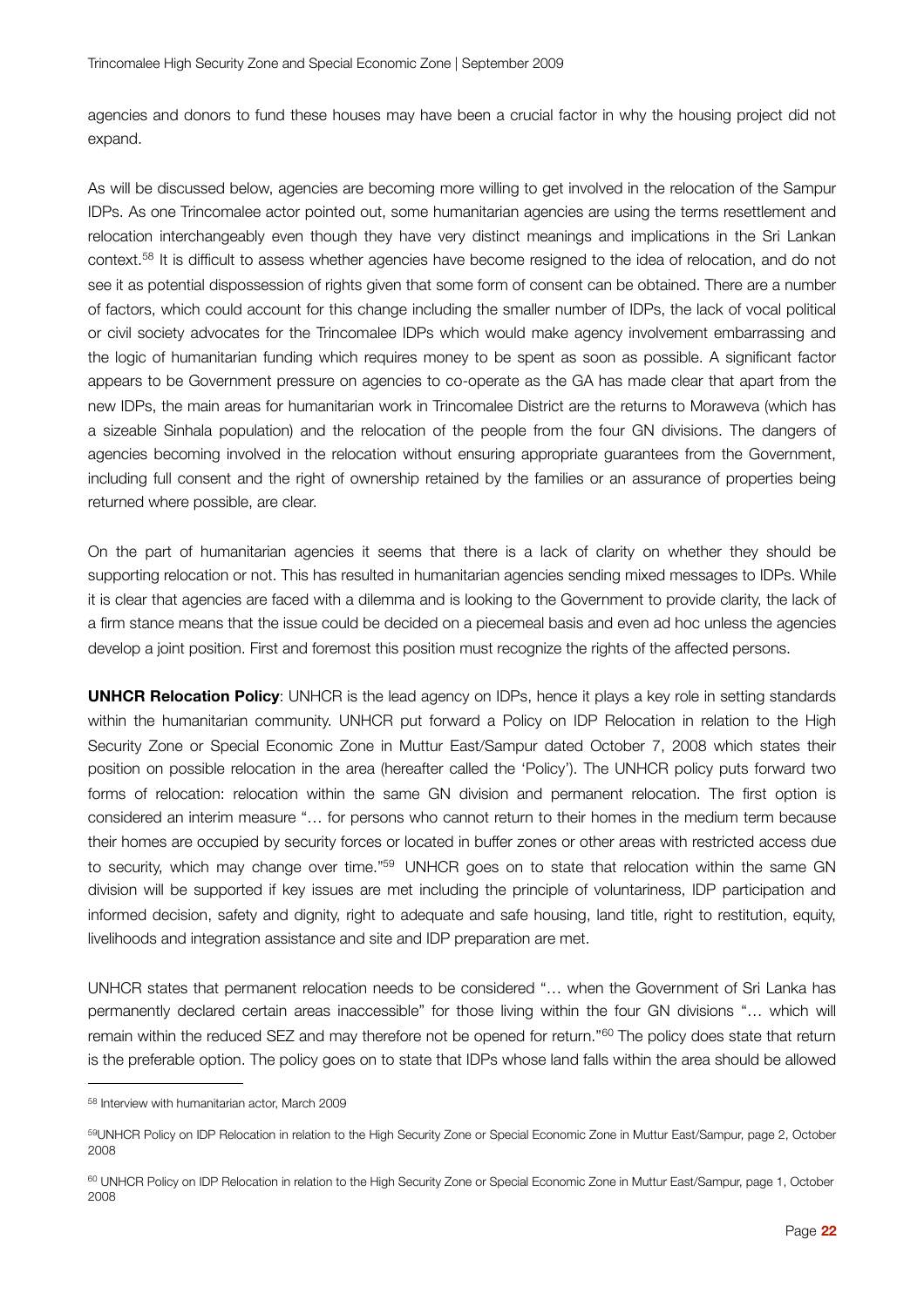agencies and donors to fund these houses may have been a crucial factor in why the housing project did not expand.

As will be discussed below, agencies are becoming more willing to get involved in the relocation of the Sampur IDPs. As one Trincomalee actor pointed out, some humanitarian agencies are using the terms resettlement and relocation interchangeably even though they have very distinct meanings and implications in the Sri Lankan context.[58] It is difficult to assess whether agencies have become resigned to the idea of relocation, and do not see it as potential dispossession of rights given that some form of consent can be obtained. There are a number of factors, which could account for this change including the smaller number of IDPs, the lack of vocal political or civil society advocates for the Trincomalee IDPs which would make agency involvement embarrassing and the logic of humanitarian funding which requires money to be spent as soon as possible. A significant factor appears to be Government pressure on agencies to co-operate as the GA has made clear that apart from the new IDPs, the main areas for humanitarian work in Trincomalee District are the returns to Moraweva (which has a sizeable Sinhala population) and the relocation of the people from the four GN divisions. The dangers of agencies becoming involved in the relocation without ensuring appropriate guarantees from the Government, including full consent and the right of ownership retained by the families or an assurance of properties being returned where possible, are clear.

On the part of humanitarian agencies it seems that there is a lack of clarity on whether they should be supporting relocation or not. This has resulted in humanitarian agencies sending mixed messages to IDPs. While it is clear that agencies are faced with a dilemma and is looking to the Government to provide clarity, the lack of a firm stance means that the issue could be decided on a piecemeal basis and even ad hoc unless the agencies develop a joint position. First and foremost this position must recognize the rights of the affected persons.

**UNHCR Relocation Policy**: UNHCR is the lead agency on IDPs, hence it plays a key role in setting standards within the humanitarian community. UNHCR put forward a Policy on IDP Relocation in relation to the High Security Zone or Special Economic Zone in Muttur East/Sampur dated October 7, 2008 which states their position on possible relocation in the area (hereafter called the 'Policy'). The UNHCR policy puts forward two forms of relocation: relocation within the same GN division and permanent relocation. The first option is considered an interim measure "… for persons who cannot return to their homes in the medium term because their homes are occupied by security forces or located in buffer zones or other areas with restricted access due to security, which may change over time."[59] UNHCR goes on to state that relocation within the same GN division will be supported if key issues are met including the principle of voluntariness, IDP participation and informed decision, safety and dignity, right to adequate and safe housing, land title, right to restitution, equity, livelihoods and integration assistance and site and IDP preparation are met.

UNHCR states that permanent relocation needs to be considered "… when the Government of Sri Lanka has permanently declared certain areas inaccessible" for those living within the four GN divisions "… which will remain within the reduced SEZ and may therefore not be opened for return."[60] The policy does state that return is the preferable option. The policy goes on to state that IDPs whose land falls within the area should be allowed

---

[58] Interview with humanitarian actor, March 2009

[59] UNHCR Policy on IDP Relocation in relation to the High Security Zone or Special Economic Zone in Muttur East/Sampur, page 2, October 2008

[60] UNHCR Policy on IDP Relocation in relation to the High Security Zone or Special Economic Zone in Muttur East/Sampur, page 1, October 2008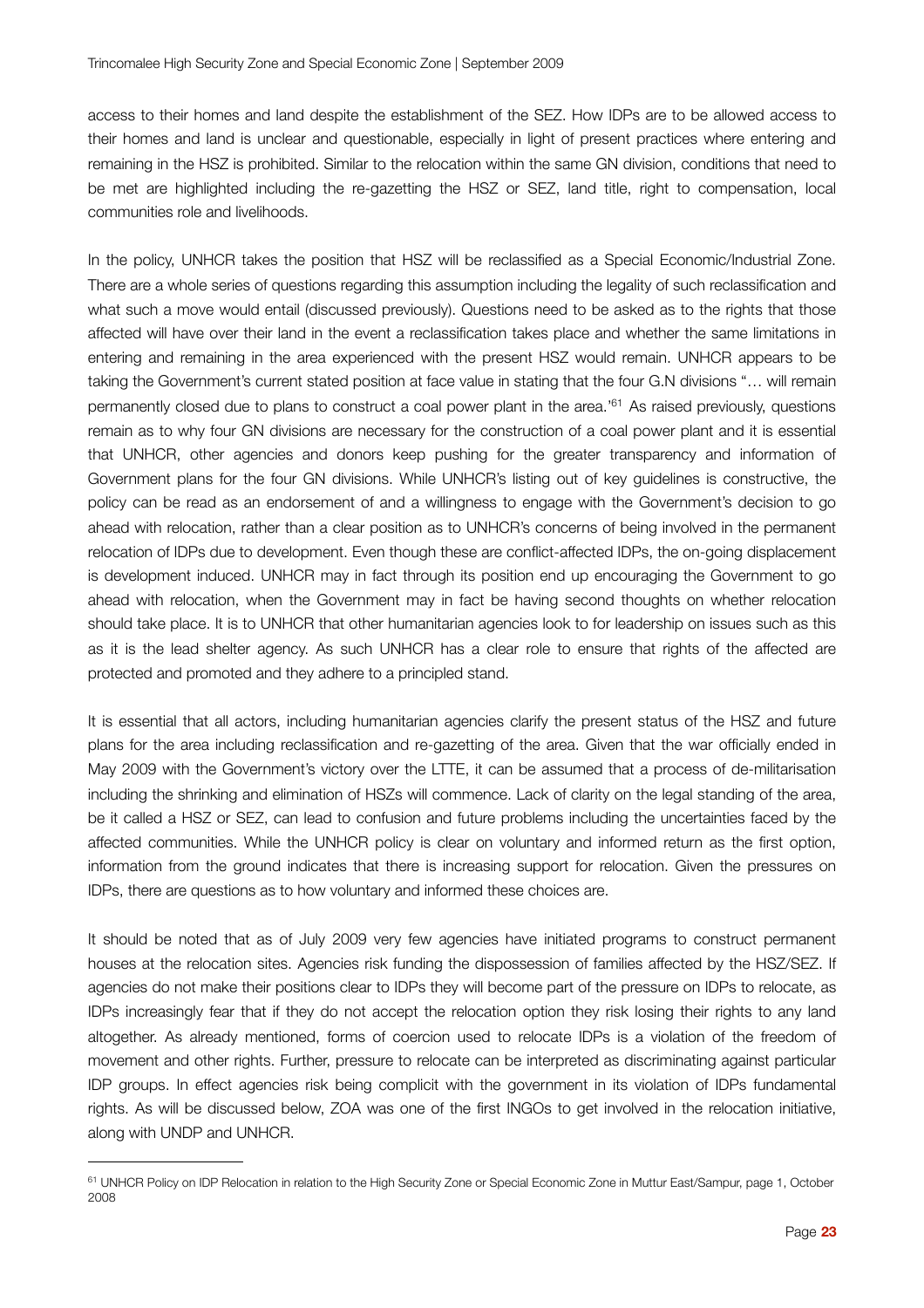access to their homes and land despite the establishment of the SEZ. How IDPs are to be allowed access to their homes and land is unclear and questionable, especially in light of present practices where entering and remaining in the HSZ is prohibited. Similar to the relocation within the same GN division, conditions that need to be met are highlighted including the re-gazetting the HSZ or SEZ, land title, right to compensation, local communities role and livelihoods.

In the policy, UNHCR takes the position that HSZ will be reclassified as a Special Economic/Industrial Zone. There are a whole series of questions regarding this assumption including the legality of such reclassification and what such a move would entail (discussed previously). Questions need to be asked as to the rights that those affected will have over their land in the event a reclassification takes place and whether the same limitations in entering and remaining in the area experienced with the present HSZ would remain. UNHCR appears to be taking the Government's current stated position at face value in stating that the four G.N divisions "… will remain permanently closed due to plans to construct a coal power plant in the area.'[61] As raised previously, questions remain as to why four GN divisions are necessary for the construction of a coal power plant and it is essential that UNHCR, other agencies and donors keep pushing for the greater transparency and information of Government plans for the four GN divisions. While UNHCR's listing out of key guidelines is constructive, the policy can be read as an endorsement of and a willingness to engage with the Government's decision to go ahead with relocation, rather than a clear position as to UNHCR's concerns of being involved in the permanent relocation of IDPs due to development. Even though these are conflict-affected IDPs, the on-going displacement is development induced. UNHCR may in fact through its position end up encouraging the Government to go ahead with relocation, when the Government may in fact be having second thoughts on whether relocation should take place. It is to UNHCR that other humanitarian agencies look to for leadership on issues such as this as it is the lead shelter agency. As such UNHCR has a clear role to ensure that rights of the affected are protected and promoted and they adhere to a principled stand.

It is essential that all actors, including humanitarian agencies clarify the present status of the HSZ and future plans for the area including reclassification and re-gazetting of the area. Given that the war officially ended in May 2009 with the Government's victory over the LTTE, it can be assumed that a process of de-militarisation including the shrinking and elimination of HSZs will commence. Lack of clarity on the legal standing of the area, be it called a HSZ or SEZ, can lead to confusion and future problems including the uncertainties faced by the affected communities. While the UNHCR policy is clear on voluntary and informed return as the first option, information from the ground indicates that there is increasing support for relocation. Given the pressures on IDPs, there are questions as to how voluntary and informed these choices are.

It should be noted that as of July 2009 very few agencies have initiated programs to construct permanent houses at the relocation sites. Agencies risk funding the dispossession of families affected by the HSZ/SEZ. If agencies do not make their positions clear to IDPs they will become part of the pressure on IDPs to relocate, as IDPs increasingly fear that if they do not accept the relocation option they risk losing their rights to any land altogether. As already mentioned, forms of coercion used to relocate IDPs is a violation of the freedom of movement and other rights. Further, pressure to relocate can be interpreted as discriminating against particular IDP groups. In effect agencies risk being complicit with the government in its violation of IDPs fundamental rights. As will be discussed below, ZOA was one of the first INGOs to get involved in the relocation initiative, along with UNDP and UNHCR.

---

[61] UNHCR Policy on IDP Relocation in relation to the High Security Zone or Special Economic Zone in Muttur East/Sampur, page 1, October 2008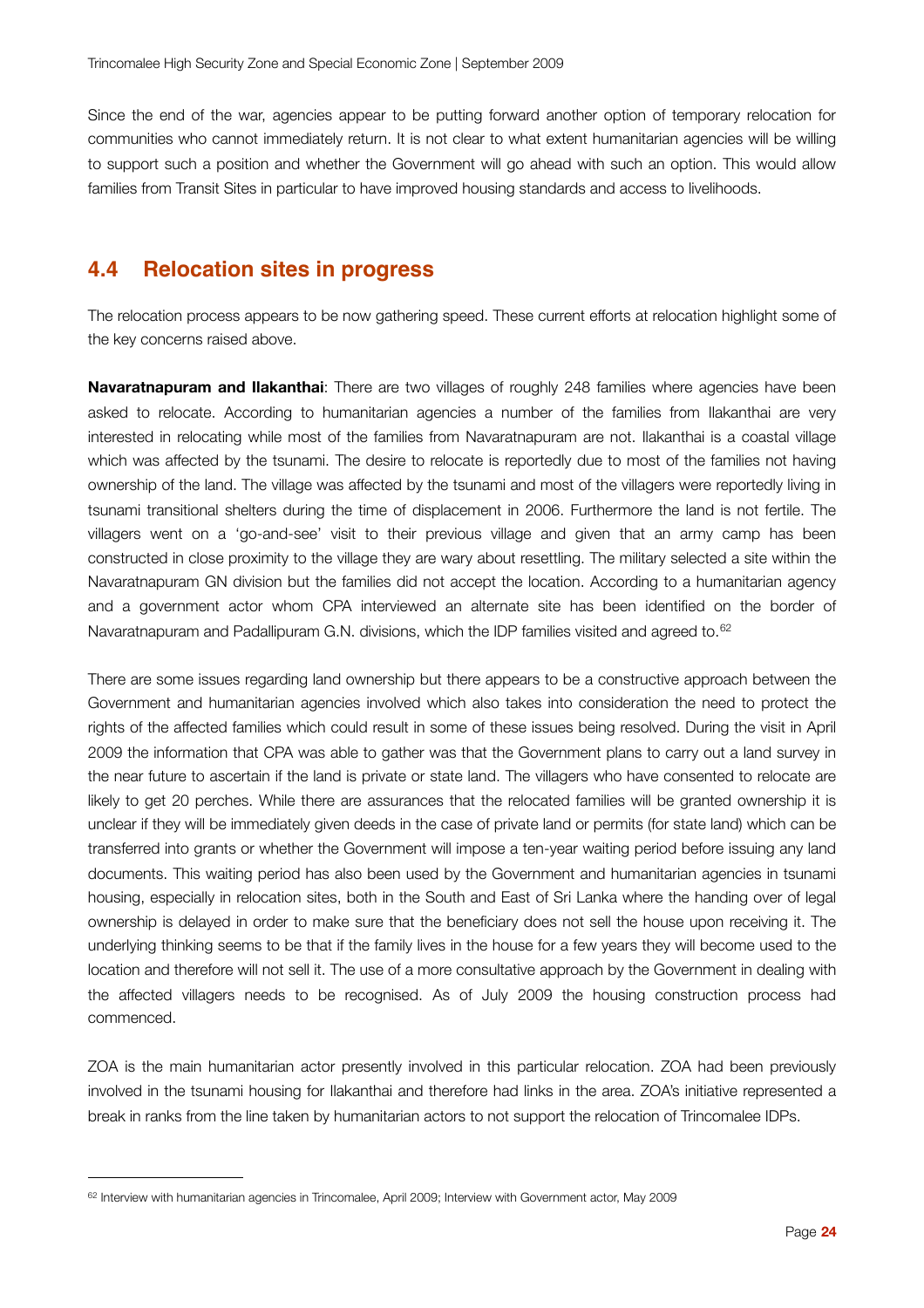Since the end of the war, agencies appear to be putting forward another option of temporary relocation for communities who cannot immediately return. It is not clear to what extent humanitarian agencies will be willing to support such a position and whether the Government will go ahead with such an option. This would allow families from Transit Sites in particular to have improved housing standards and access to livelihoods.

## 4.4 Relocation sites in progress

The relocation process appears to be now gathering speed. These current efforts at relocation highlight some of the key concerns raised above.

**Navaratnapuram and Ilakanthai**: There are two villages of roughly 248 families where agencies have been asked to relocate. According to humanitarian agencies a number of the families from Ilakanthai are very interested in relocating while most of the families from Navaratnapuram are not. Ilakanthai is a coastal village which was affected by the tsunami. The desire to relocate is reportedly due to most of the families not having ownership of the land. The village was affected by the tsunami and most of the villagers were reportedly living in tsunami transitional shelters during the time of displacement in 2006. Furthermore the land is not fertile. The villagers went on a 'go-and-see' visit to their previous village and given that an army camp has been constructed in close proximity to the village they are wary about resettling. The military selected a site within the Navaratnapuram GN division but the families did not accept the location. According to a humanitarian agency and a government actor whom CPA interviewed an alternate site has been identified on the border of Navaratnapuram and Padallipuram G.N. divisions, which the IDP families visited and agreed to.[62]

There are some issues regarding land ownership but there appears to be a constructive approach between the Government and humanitarian agencies involved which also takes into consideration the need to protect the rights of the affected families which could result in some of these issues being resolved. During the visit in April 2009 the information that CPA was able to gather was that the Government plans to carry out a land survey in the near future to ascertain if the land is private or state land. The villagers who have consented to relocate are likely to get 20 perches. While there are assurances that the relocated families will be granted ownership it is unclear if they will be immediately given deeds in the case of private land or permits (for state land) which can be transferred into grants or whether the Government will impose a ten-year waiting period before issuing any land documents. This waiting period has also been used by the Government and humanitarian agencies in tsunami housing, especially in relocation sites, both in the South and East of Sri Lanka where the handing over of legal ownership is delayed in order to make sure that the beneficiary does not sell the house upon receiving it. The underlying thinking seems to be that if the family lives in the house for a few years they will become used to the location and therefore will not sell it. The use of a more consultative approach by the Government in dealing with the affected villagers needs to be recognised. As of July 2009 the housing construction process had commenced.

ZOA is the main humanitarian actor presently involved in this particular relocation. ZOA had been previously involved in the tsunami housing for Ilakanthai and therefore had links in the area. ZOA's initiative represented a break in ranks from the line taken by humanitarian actors to not support the relocation of Trincomalee IDPs.

---

[62] Interview with humanitarian agencies in Trincomalee, April 2009; Interview with Government actor, May 2009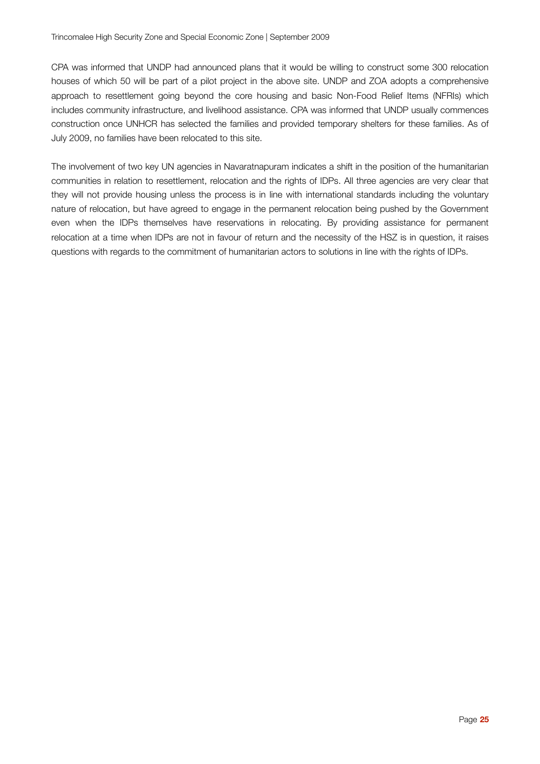CPA was informed that UNDP had announced plans that it would be willing to construct some 300 relocation houses of which 50 will be part of a pilot project in the above site. UNDP and ZOA adopts a comprehensive approach to resettlement going beyond the core housing and basic Non-Food Relief Items (NFRIs) which includes community infrastructure, and livelihood assistance. CPA was informed that UNDP usually commences construction once UNHCR has selected the families and provided temporary shelters for these families. As of July 2009, no families have been relocated to this site.

The involvement of two key UN agencies in Navaratnapuram indicates a shift in the position of the humanitarian communities in relation to resettlement, relocation and the rights of IDPs. All three agencies are very clear that they will not provide housing unless the process is in line with international standards including the voluntary nature of relocation, but have agreed to engage in the permanent relocation being pushed by the Government even when the IDPs themselves have reservations in relocating. By providing assistance for permanent relocation at a time when IDPs are not in favour of return and the necessity of the HSZ is in question, it raises questions with regards to the commitment of humanitarian actors to solutions in line with the rights of IDPs.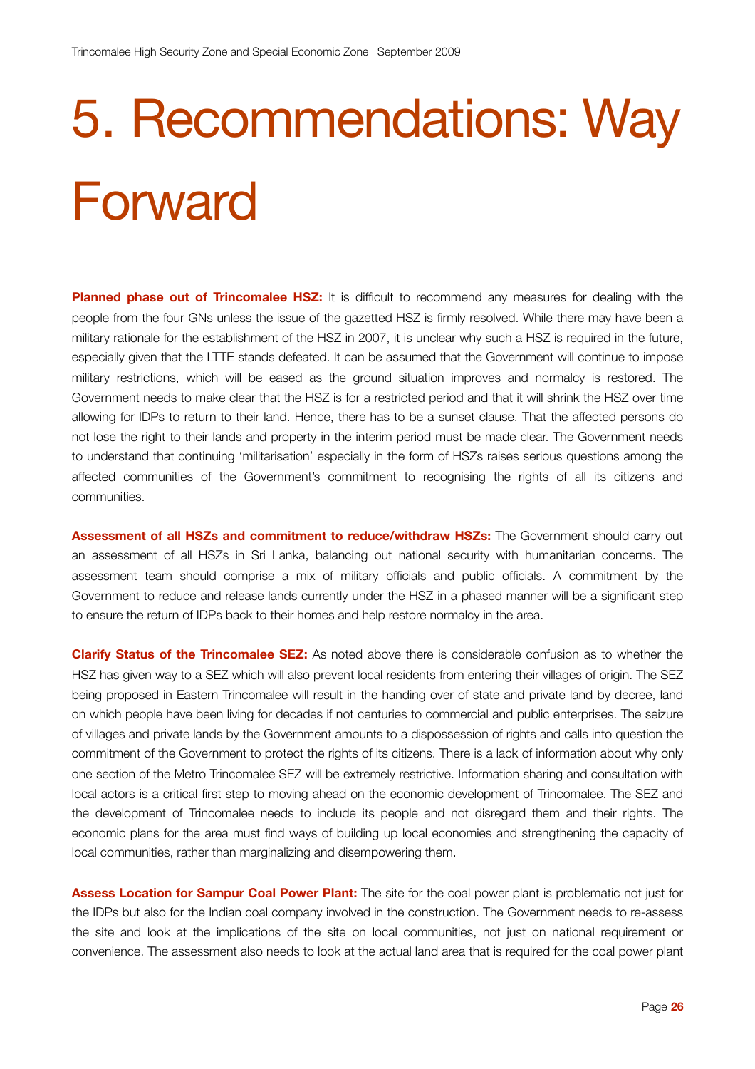# 5. Recommendations: Way Forward

**Planned phase out of Trincomalee HSZ:** It is difficult to recommend any measures for dealing with the people from the four GNs unless the issue of the gazetted HSZ is firmly resolved. While there may have been a military rationale for the establishment of the HSZ in 2007, it is unclear why such a HSZ is required in the future, especially given that the LTTE stands defeated. It can be assumed that the Government will continue to impose military restrictions, which will be eased as the ground situation improves and normalcy is restored. The Government needs to make clear that the HSZ is for a restricted period and that it will shrink the HSZ over time allowing for IDPs to return to their land. Hence, there has to be a sunset clause. That the affected persons do not lose the right to their lands and property in the interim period must be made clear. The Government needs to understand that continuing 'militarisation' especially in the form of HSZs raises serious questions among the affected communities of the Government's commitment to recognising the rights of all its citizens and communities.

**Assessment of all HSZs and commitment to reduce/withdraw HSZs:** The Government should carry out an assessment of all HSZs in Sri Lanka, balancing out national security with humanitarian concerns. The assessment team should comprise a mix of military officials and public officials. A commitment by the Government to reduce and release lands currently under the HSZ in a phased manner will be a significant step to ensure the return of IDPs back to their homes and help restore normalcy in the area.

**Clarify Status of the Trincomalee SEZ:** As noted above there is considerable confusion as to whether the HSZ has given way to a SEZ which will also prevent local residents from entering their villages of origin. The SEZ being proposed in Eastern Trincomalee will result in the handing over of state and private land by decree, land on which people have been living for decades if not centuries to commercial and public enterprises. The seizure of villages and private lands by the Government amounts to a dispossession of rights and calls into question the commitment of the Government to protect the rights of its citizens. There is a lack of information about why only one section of the Metro Trincomalee SEZ will be extremely restrictive. Information sharing and consultation with local actors is a critical first step to moving ahead on the economic development of Trincomalee. The SEZ and the development of Trincomalee needs to include its people and not disregard them and their rights. The economic plans for the area must find ways of building up local economies and strengthening the capacity of local communities, rather than marginalizing and disempowering them.

**Assess Location for Sampur Coal Power Plant:** The site for the coal power plant is problematic not just for the IDPs but also for the Indian coal company involved in the construction. The Government needs to re-assess the site and look at the implications of the site on local communities, not just on national requirement or convenience. The assessment also needs to look at the actual land area that is required for the coal power plant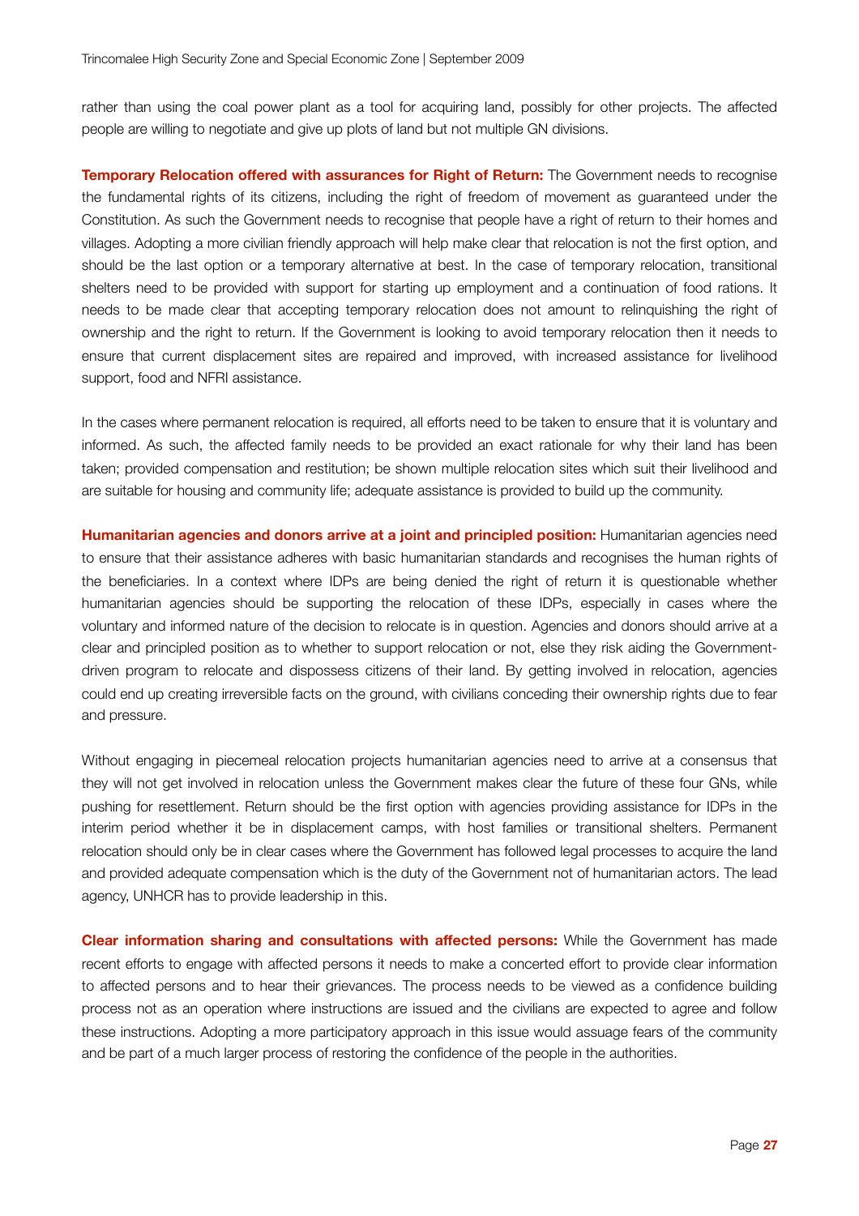rather than using the coal power plant as a tool for acquiring land, possibly for other projects. The affected people are willing to negotiate and give up plots of land but not multiple GN divisions.

**Temporary Relocation offered with assurances for Right of Return:** The Government needs to recognise the fundamental rights of its citizens, including the right of freedom of movement as guaranteed under the Constitution. As such the Government needs to recognise that people have a right of return to their homes and villages. Adopting a more civilian friendly approach will help make clear that relocation is not the first option, and should be the last option or a temporary alternative at best. In the case of temporary relocation, transitional shelters need to be provided with support for starting up employment and a continuation of food rations. It needs to be made clear that accepting temporary relocation does not amount to relinquishing the right of ownership and the right to return. If the Government is looking to avoid temporary relocation then it needs to ensure that current displacement sites are repaired and improved, with increased assistance for livelihood support, food and NFRI assistance.

In the cases where permanent relocation is required, all efforts need to be taken to ensure that it is voluntary and informed. As such, the affected family needs to be provided an exact rationale for why their land has been taken; provided compensation and restitution; be shown multiple relocation sites which suit their livelihood and are suitable for housing and community life; adequate assistance is provided to build up the community.

**Humanitarian agencies and donors arrive at a joint and principled position:** Humanitarian agencies need to ensure that their assistance adheres with basic humanitarian standards and recognises the human rights of the beneficiaries. In a context where IDPs are being denied the right of return it is questionable whether humanitarian agencies should be supporting the relocation of these IDPs, especially in cases where the voluntary and informed nature of the decision to relocate is in question. Agencies and donors should arrive at a clear and principled position as to whether to support relocation or not, else they risk aiding the Government-driven program to relocate and dispossess citizens of their land. By getting involved in relocation, agencies could end up creating irreversible facts on the ground, with civilians conceding their ownership rights due to fear and pressure.

Without engaging in piecemeal relocation projects humanitarian agencies need to arrive at a consensus that they will not get involved in relocation unless the Government makes clear the future of these four GNs, while pushing for resettlement. Return should be the first option with agencies providing assistance for IDPs in the interim period whether it be in displacement camps, with host families or transitional shelters. Permanent relocation should only be in clear cases where the Government has followed legal processes to acquire the land and provided adequate compensation which is the duty of the Government not of humanitarian actors. The lead agency, UNHCR has to provide leadership in this.

**Clear information sharing and consultations with affected persons:** While the Government has made recent efforts to engage with affected persons it needs to make a concerted effort to provide clear information to affected persons and to hear their grievances. The process needs to be viewed as a confidence building process not as an operation where instructions are issued and the civilians are expected to agree and follow these instructions. Adopting a more participatory approach in this issue would assuage fears of the community and be part of a much larger process of restoring the confidence of the people in the authorities.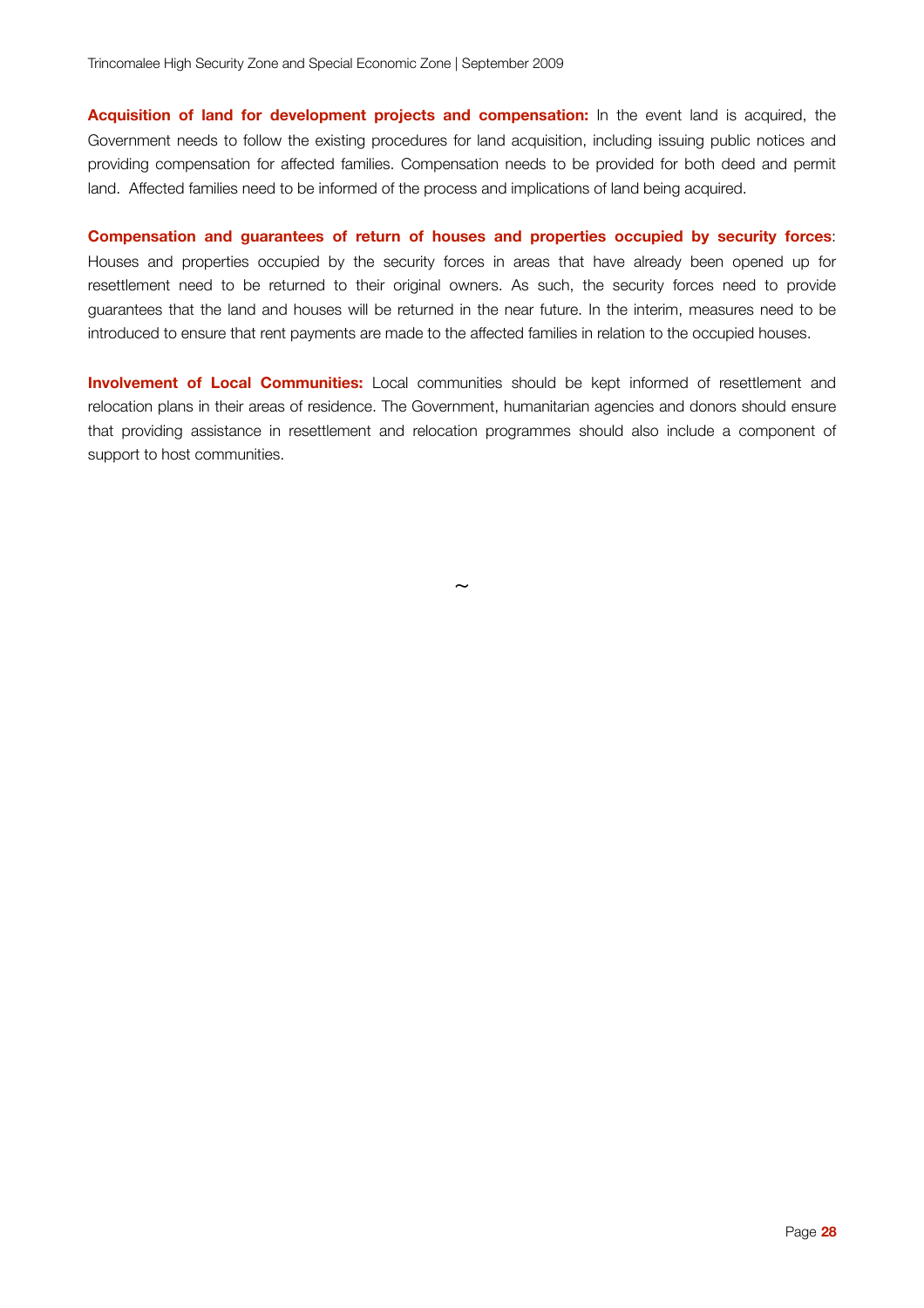**Acquisition of land for development projects and compensation:** In the event land is acquired, the Government needs to follow the existing procedures for land acquisition, including issuing public notices and providing compensation for affected families. Compensation needs to be provided for both deed and permit land. Affected families need to be informed of the process and implications of land being acquired.

**Compensation and guarantees of return of houses and properties occupied by security forces**: Houses and properties occupied by the security forces in areas that have already been opened up for resettlement need to be returned to their original owners. As such, the security forces need to provide guarantees that the land and houses will be returned in the near future. In the interim, measures need to be introduced to ensure that rent payments are made to the affected families in relation to the occupied houses.

**Involvement of Local Communities:** Local communities should be kept informed of resettlement and relocation plans in their areas of residence. The Government, humanitarian agencies and donors should ensure that providing assistance in resettlement and relocation programmes should also include a component of support to host communities.

~